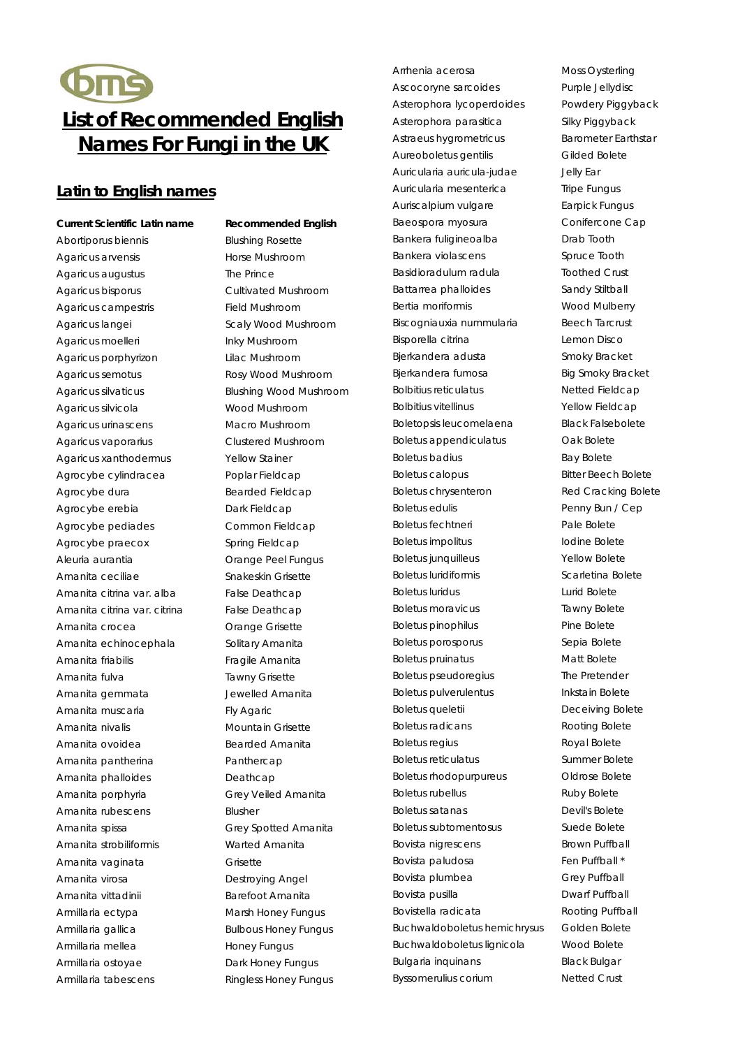bms

# List of Recommended English Names For Fungi in the UK

## Latin to English names

| Current Scientific Latin name | Recommended English |
|---|---|
| Abortiporus biennis | Blushing Rosette |
| Agaricus arvensis | Horse Mushroom |
| Agaricus augustus | The Prince |
| Agaricus bisporus | Cultivated Mushroom |
| Agaricus campestris | Field Mushroom |
| Agaricus langei | Scaly Wood Mushroom |
| Agaricus moelleri | Inky Mushroom |
| Agaricus porphyrizon | Lilac Mushroom |
| Agaricus semotus | Rosy Wood Mushroom |
| Agaricus silvaticus | Blushing Wood Mushroom |
| Agaricus silvicola | Wood Mushroom |
| Agaricus urinascens | Macro Mushroom |
| Agaricus vaporarius | Clustered Mushroom |
| Agaricus xanthodermus | Yellow Stainer |
| Agrocybe cylindracea | Poplar Fieldcap |
| Agrocybe dura | Bearded Fieldcap |
| Agrocybe erebia | Dark Fieldcap |
| Agrocybe pediades | Common Fieldcap |
| Agrocybe praecox | Spring Fieldcap |
| Aleuria aurantia | Orange Peel Fungus |
| Amanita ceciliae | Snakeskin Grisette |
| Amanita citrina var. alba | False Deathcap |
| Amanita citrina var. citrina | False Deathcap |
| Amanita crocea | Orange Grisette |
| Amanita echinocephala | Solitary Amanita |
| Amanita friabilis | Fragile Amanita |
| Amanita fulva | Tawny Grisette |
| Amanita gemmata | Jewelled Amanita |
| Amanita muscaria | Fly Agaric |
| Amanita nivalis | Mountain Grisette |
| Amanita ovoidea | Bearded Amanita |
| Amanita pantherina | Panthercap |
| Amanita phalloides | Deathcap |
| Amanita porphyria | Grey Veiled Amanita |
| Amanita rubescens | Blusher |
| Amanita spissa | Grey Spotted Amanita |
| Amanita strobiliformis | Warted Amanita |
| Amanita vaginata | Grisette |
| Amanita virosa | Destroying Angel |
| Amanita vittadinii | Barefoot Amanita |
| Armillaria ectypa | Marsh Honey Fungus |
| Armillaria gallica | Bulbous Honey Fungus |
| Armillaria mellea | Honey Fungus |
| Armillaria ostoyae | Dark Honey Fungus |
| Armillaria tabescens | Ringless Honey Fungus |
| Arrhenia acerosa | Moss Oysterling |
| Ascocoryne sarcoides | Purple Jellydisc |
| Asterophora lycoperdoides | Powdery Piggyback |
| Asterophora parasitica | Silky Piggyback |
| Astraeus hygrometricus | Barometer Earthstar |
| Aureoboletus gentilis | Gilded Bolete |
| Auricularia auricula-judae | Jelly Ear |
| Auricularia mesenterica | Tripe Fungus |
| Auriscalpium vulgare | Earpick Fungus |
| Baeospora myosura | Conifercone Cap |
| Bankera fuligineoalba | Drab Tooth |
| Bankera violascens | Spruce Tooth |
| Basidioradulum radula | Toothed Crust |
| Battarrea phalloides | Sandy Stiltball |
| Bertia moriformis | Wood Mulberry |
| Biscogniauxia nummularia | Beech Tarcrust |
| Bisporella citrina | Lemon Disco |
| Bjerkandera adusta | Smoky Bracket |
| Bjerkandera fumosa | Big Smoky Bracket |
| Bolbitius reticulatus | Netted Fieldcap |
| Bolbitius vitellinus | Yellow Fieldcap |
| Boletopsis leucomelaena | Black Falsebolete |
| Boletus appendiculatus | Oak Bolete |
| Boletus badius | Bay Bolete |
| Boletus calopus | Bitter Beech Bolete |
| Boletus chrysenteron | Red Cracking Bolete |
| Boletus edulis | Penny Bun / Cep |
| Boletus fechtneri | Pale Bolete |
| Boletus impolitus | Iodine Bolete |
| Boletus junquilleus | Yellow Bolete |
| Boletus luridiformis | Scarletina Bolete |
| Boletus luridus | Lurid Bolete |
| Boletus moravicus | Tawny Bolete |
| Boletus pinophilus | Pine Bolete |
| Boletus porosporus | Sepia Bolete |
| Boletus pruinatus | Matt Bolete |
| Boletus pseudoregius | The Pretender |
| Boletus pulverulentus | Inkstain Bolete |
| Boletus queletii | Deceiving Bolete |
| Boletus radicans | Rooting Bolete |
| Boletus regius | Royal Bolete |
| Boletus reticulatus | Summer Bolete |
| Boletus rhodopurpureus | Oldrose Bolete |
| Boletus rubellus | Ruby Bolete |
| Boletus satanas | Devil's Bolete |
| Boletus subtomentosus | Suede Bolete |
| Bovista nigrescens | Brown Puffball |
| Bovista paludosa | Fen Puffball * |
| Bovista plumbea | Grey Puffball |
| Bovista pusilla | Dwarf Puffball |
| Bovistella radicata | Rooting Puffball |
| Buchwaldoboletus hemichrysus | Golden Bolete |
| Buchwaldoboletus lignicola | Wood Bolete |
| Bulgaria inquinans | Black Bulgar |
| Byssomerulius corium | Netted Crust |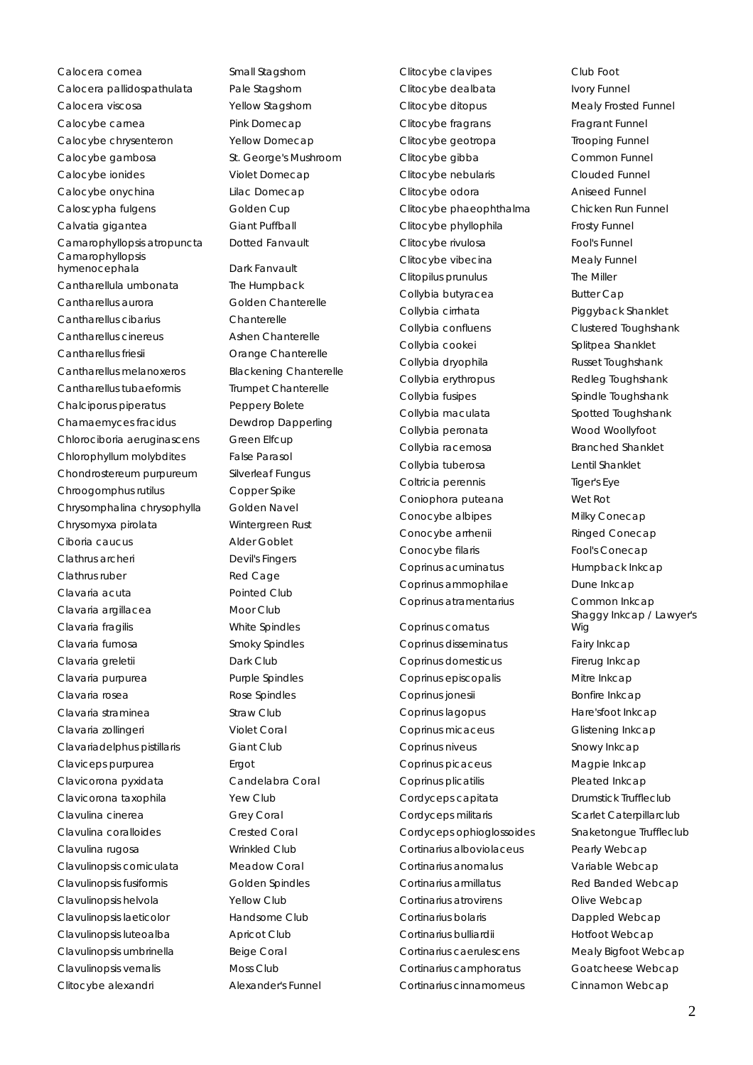| | |
|---|---|
| Calocera cornea | Small Stagshorn |
| Calocera pallidospathulata | Pale Stagshorn |
| Calocera viscosa | Yellow Stagshorn |
| Calocybe carnea | Pink Domecap |
| Calocybe chrysenteron | Yellow Domecap |
| Calocybe gambosa | St. George's Mushroom |
| Calocybe ionides | Violet Domecap |
| Calocybe onychina | Lilac Domecap |
| Caloscypha fulgens | Golden Cup |
| Calvatia gigantea | Giant Puffball |
| Camarophyllopsis atropuncta | Dotted Fanvault |
| Camarophyllopsis hymenocephala | Dark Fanvault |
| Cantharellula umbonata | The Humpback |
| Cantharellus aurora | Golden Chanterelle |
| Cantharellus cibarius | Chanterelle |
| Cantharellus cinereus | Ashen Chanterelle |
| Cantharellus friesii | Orange Chanterelle |
| Cantharellus melanoxeros | Blackening Chanterelle |
| Cantharellus tubaeformis | Trumpet Chanterelle |
| Chalciporus piperatus | Peppery Bolete |
| Chamaemyces fracidus | Dewdrop Dapperling |
| Chlorociboria aeruginascens | Green Elfcup |
| Chlorophyllum molybdites | False Parasol |
| Chondrostereum purpureum | Silverleaf Fungus |
| Chroogomphus rutilus | Copper Spike |
| Chrysomphalina chrysophylla | Golden Navel |
| Chrysomyxa pirolata | Wintergreen Rust |
| Ciboria caucus | Alder Goblet |
| Clathrus archeri | Devil's Fingers |
| Clathrus ruber | Red Cage |
| Clavaria acuta | Pointed Club |
| Clavaria argillacea | Moor Club |
| Clavaria fragilis | White Spindles |
| Clavaria fumosa | Smoky Spindles |
| Clavaria greletii | Dark Club |
| Clavaria purpurea | Purple Spindles |
| Clavaria rosea | Rose Spindles |
| Clavaria straminea | Straw Club |
| Clavaria zollingeri | Violet Coral |
| Clavariadelphus pistillaris | Giant Club |
| Claviceps purpurea | Ergot |
| Clavicorona pyxidata | Candelabra Coral |
| Clavicorona taxophila | Yew Club |
| Clavulina cinerea | Grey Coral |
| Clavulina coralloides | Crested Coral |
| Clavulina rugosa | Wrinkled Club |
| Clavulinopsis corniculata | Meadow Coral |
| Clavulinopsis fusiformis | Golden Spindles |
| Clavulinopsis helvola | Yellow Club |
| Clavulinopsis laeticolor | Handsome Club |
| Clavulinopsis luteoalba | Apricot Club |
| Clavulinopsis umbrinella | Beige Coral |
| Clavulinopsis vernalis | Moss Club |
| Clitocybe alexandri | Alexander's Funnel |
| Clitocybe clavipes | Club Foot |
| Clitocybe dealbata | Ivory Funnel |
| Clitocybe ditopus | Mealy Frosted Funnel |
| Clitocybe fragrans | Fragrant Funnel |
| Clitocybe geotropa | Trooping Funnel |
| Clitocybe gibba | Common Funnel |
| Clitocybe nebularis | Clouded Funnel |
| Clitocybe odora | Aniseed Funnel |
| Clitocybe phaeophthalma | Chicken Run Funnel |
| Clitocybe phyllophila | Frosty Funnel |
| Clitocybe rivulosa | Fool's Funnel |
| Clitocybe vibecina | Mealy Funnel |
| Clitopilus prunulus | The Miller |
| Collybia butyracea | Butter Cap |
| Collybia cirrhata | Piggyback Shanklet |
| Collybia confluens | Clustered Toughshank |
| Collybia cookei | Splitpea Shanklet |
| Collybia dryophila | Russet Toughshank |
| Collybia erythropus | Redleg Toughshank |
| Collybia fusipes | Spindle Toughshank |
| Collybia maculata | Spotted Toughshank |
| Collybia peronata | Wood Woollyfoot |
| Collybia racemosa | Branched Shanklet |
| Collybia tuberosa | Lentil Shanklet |
| Coltricia perennis | Tiger's Eye |
| Coniophora puteana | Wet Rot |
| Conocybe albipes | Milky Conecap |
| Conocybe arrhenii | Ringed Conecap |
| Conocybe filaris | Fool's Conecap |
| Coprinus acuminatus | Humpback Inkcap |
| Coprinus ammophilae | Dune Inkcap |
| Coprinus atramentarius | Common Inkcap |
| Coprinus comatus | Shaggy Inkcap / Lawyer's Wig |
| Coprinus disseminatus | Fairy Inkcap |
| Coprinus domesticus | Firerug Inkcap |
| Coprinus episcopalis | Mitre Inkcap |
| Coprinus jonesii | Bonfire Inkcap |
| Coprinus lagopus | Hare'sfoot Inkcap |
| Coprinus micaceus | Glistening Inkcap |
| Coprinus niveus | Snowy Inkcap |
| Coprinus picaceus | Magpie Inkcap |
| Coprinus plicatilis | Pleated Inkcap |
| Cordyceps capitata | Drumstick Truffleclub |
| Cordyceps militaris | Scarlet Caterpillarclub |
| Cordyceps ophioglossoides | Snaketongue Truffleclub |
| Cortinarius alboviolaceus | Pearly Webcap |
| Cortinarius anomalus | Variable Webcap |
| Cortinarius armillatus | Red Banded Webcap |
| Cortinarius atrovirens | Olive Webcap |
| Cortinarius bolaris | Dappled Webcap |
| Cortinarius bulliardii | Hotfoot Webcap |
| Cortinarius caerulescens | Mealy Bigfoot Webcap |
| Cortinarius camphoratus | Goatcheese Webcap |
| Cortinarius cinnamomeus | Cinnamon Webcap |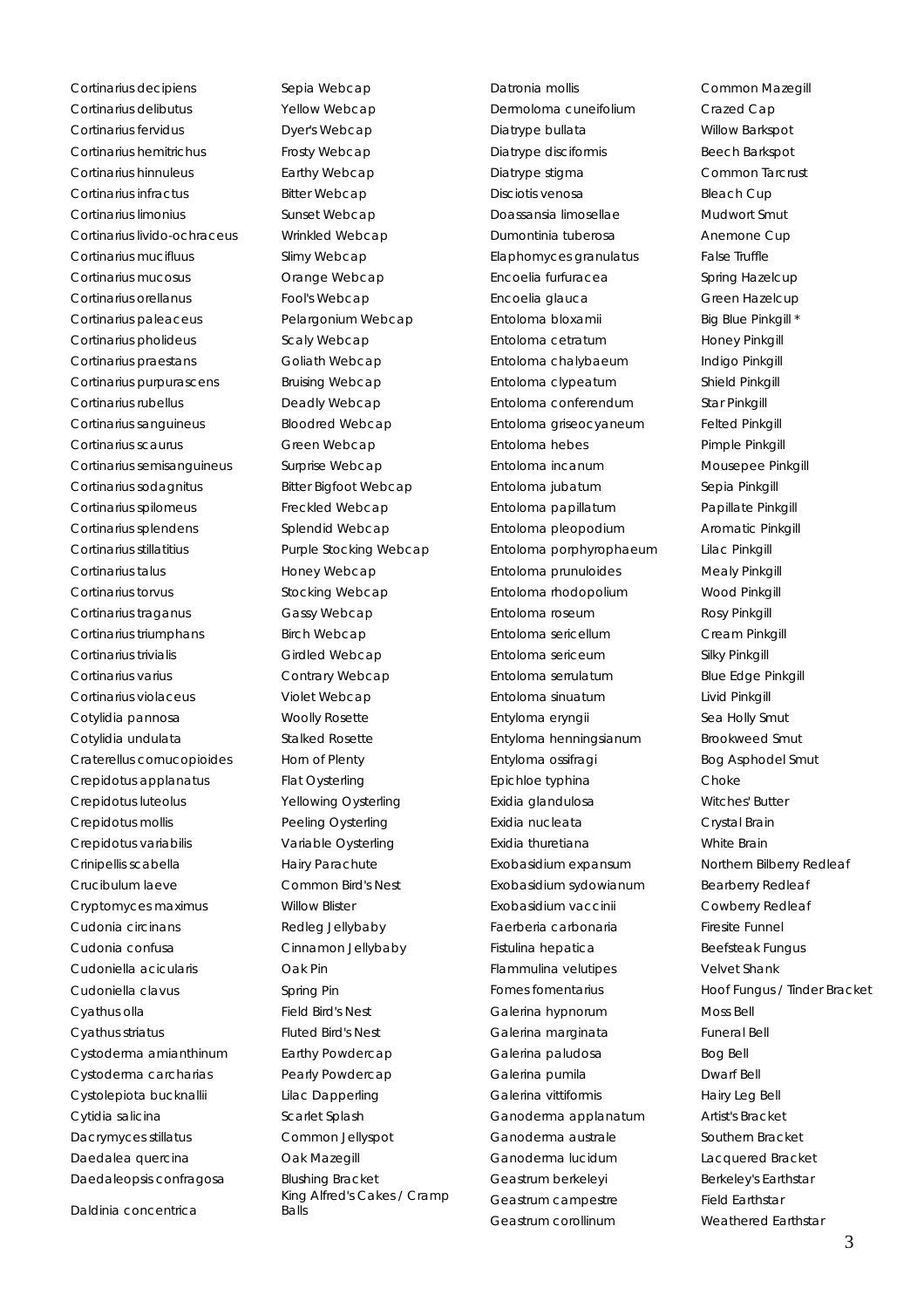| | |
|---|---|
| Cortinarius decipiens | Sepia Webcap |
| Cortinarius delibutus | Yellow Webcap |
| Cortinarius fervidus | Dyer's Webcap |
| Cortinarius hemitrichus | Frosty Webcap |
| Cortinarius hinnuleus | Earthy Webcap |
| Cortinarius infractus | Bitter Webcap |
| Cortinarius limonius | Sunset Webcap |
| Cortinarius livido-ochraceus | Wrinkled Webcap |
| Cortinarius mucifluus | Slimy Webcap |
| Cortinarius mucosus | Orange Webcap |
| Cortinarius orellanus | Fool's Webcap |
| Cortinarius paleaceus | Pelargonium Webcap |
| Cortinarius pholideus | Scaly Webcap |
| Cortinarius praestans | Goliath Webcap |
| Cortinarius purpurascens | Bruising Webcap |
| Cortinarius rubellus | Deadly Webcap |
| Cortinarius sanguineus | Bloodred Webcap |
| Cortinarius scaurus | Green Webcap |
| Cortinarius semisanguineus | Surprise Webcap |
| Cortinarius sodagnitus | Bitter Bigfoot Webcap |
| Cortinarius spilomeus | Freckled Webcap |
| Cortinarius splendens | Splendid Webcap |
| Cortinarius stillatitius | Purple Stocking Webcap |
| Cortinarius talus | Honey Webcap |
| Cortinarius torvus | Stocking Webcap |
| Cortinarius traganus | Gassy Webcap |
| Cortinarius triumphans | Birch Webcap |
| Cortinarius trivialis | Girdled Webcap |
| Cortinarius varius | Contrary Webcap |
| Cortinarius violaceus | Violet Webcap |
| Cotylidia pannosa | Woolly Rosette |
| Cotylidia undulata | Stalked Rosette |
| Craterellus cornucopioides | Horn of Plenty |
| Crepidotus applanatus | Flat Oysterling |
| Crepidotus luteolus | Yellowing Oysterling |
| Crepidotus mollis | Peeling Oysterling |
| Crepidotus variabilis | Variable Oysterling |
| Crinipellis scabella | Hairy Parachute |
| Crucibulum laeve | Common Bird's Nest |
| Cryptomyces maximus | Willow Blister |
| Cudonia circinans | Redleg Jellybaby |
| Cudonia confusa | Cinnamon Jellybaby |
| Cudoniella acicularis | Oak Pin |
| Cudoniella clavus | Spring Pin |
| Cyathus olla | Field Bird's Nest |
| Cyathus striatus | Fluted Bird's Nest |
| Cystoderma amianthinum | Earthy Powdercap |
| Cystoderma carcharias | Pearly Powdercap |
| Cystolepiota bucknallii | Lilac Dapperling |
| Cytidia salicina | Scarlet Splash |
| Dacrymyces stillatus | Common Jellyspot |
| Daedalea quercina | Oak Mazegill |
| Daedaleopsis confragosa | Blushing Bracket |
| Daldinia concentrica | King Alfred's Cakes / Cramp Balls |
| Datronia mollis | Common Mazegill |
| Dermoloma cuneifolium | Crazed Cap |
| Diatrype bullata | Willow Barkspot |
| Diatrype disciformis | Beech Barkspot |
| Diatrype stigma | Common Tarcrust |
| Disciotis venosa | Bleach Cup |
| Doassansia limosellae | Mudwort Smut |
| Dumontinia tuberosa | Anemone Cup |
| Elaphomyces granulatus | False Truffle |
| Encoelia furfuracea | Spring Hazelcup |
| Encoelia glauca | Green Hazelcup |
| Entoloma bloxamii | Big Blue Pinkgill * |
| Entoloma cetratum | Honey Pinkgill |
| Entoloma chalybaeum | Indigo Pinkgill |
| Entoloma clypeatum | Shield Pinkgill |
| Entoloma conferendum | Star Pinkgill |
| Entoloma griseocyaneum | Felted Pinkgill |
| Entoloma hebes | Pimple Pinkgill |
| Entoloma incanum | Mousepee Pinkgill |
| Entoloma jubatum | Sepia Pinkgill |
| Entoloma papillatum | Papillate Pinkgill |
| Entoloma pleopodium | Aromatic Pinkgill |
| Entoloma porphyrophaeum | Lilac Pinkgill |
| Entoloma prunuloides | Mealy Pinkgill |
| Entoloma rhodopolium | Wood Pinkgill |
| Entoloma roseum | Rosy Pinkgill |
| Entoloma sericellum | Cream Pinkgill |
| Entoloma sericeum | Silky Pinkgill |
| Entoloma serrulatum | Blue Edge Pinkgill |
| Entoloma sinuatum | Livid Pinkgill |
| Entyloma eryngii | Sea Holly Smut |
| Entyloma henningsianum | Brookweed Smut |
| Entyloma ossifragi | Bog Asphodel Smut |
| Epichloe typhina | Choke |
| Exidia glandulosa | Witches' Butter |
| Exidia nucleata | Crystal Brain |
| Exidia thuretiana | White Brain |
| Exobasidium expansum | Northern Bilberry Redleaf |
| Exobasidium sydowianum | Bearberry Redleaf |
| Exobasidium vaccinii | Cowberry Redleaf |
| Faerberia carbonaria | Firesite Funnel |
| Fistulina hepatica | Beefsteak Fungus |
| Flammulina velutipes | Velvet Shank |
| Fomes fomentarius | Hoof Fungus / Tinder Bracket |
| Galerina hypnorum | Moss Bell |
| Galerina marginata | Funeral Bell |
| Galerina paludosa | Bog Bell |
| Galerina pumila | Dwarf Bell |
| Galerina vittiformis | Hairy Leg Bell |
| Ganoderma applanatum | Artist's Bracket |
| Ganoderma australe | Southern Bracket |
| Ganoderma lucidum | Lacquered Bracket |
| Geastrum berkeleyi | Berkeley's Earthstar |
| Geastrum campestre | Field Earthstar |
| Geastrum corollinum | Weathered Earthstar |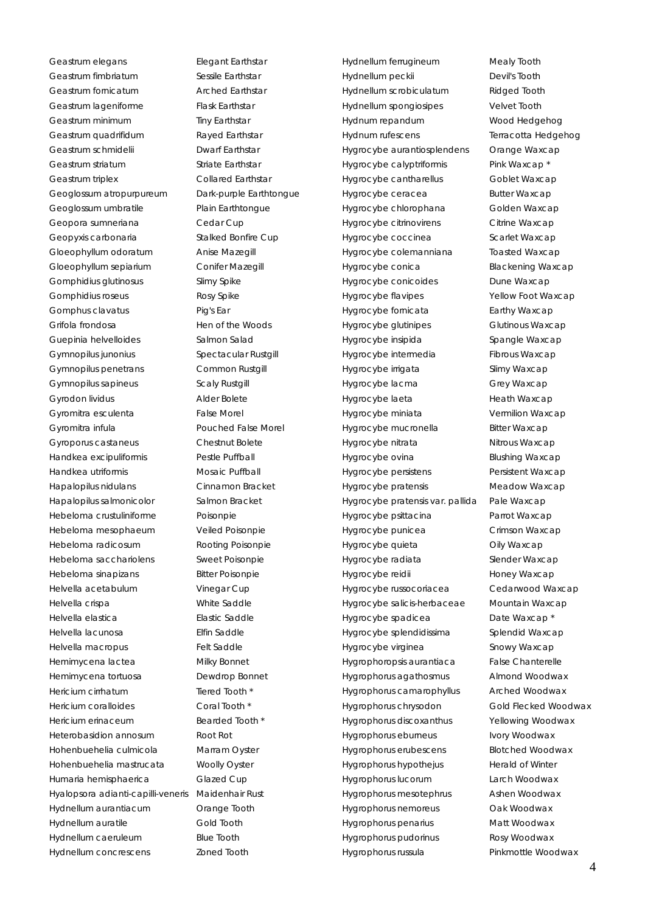| | |
|---|---|
| Geastrum elegans | Elegant Earthstar |
| Geastrum fimbriatum | Sessile Earthstar |
| Geastrum fornicatum | Arched Earthstar |
| Geastrum lageniforme | Flask Earthstar |
| Geastrum minimum | Tiny Earthstar |
| Geastrum quadrifidum | Rayed Earthstar |
| Geastrum schmidelii | Dwarf Earthstar |
| Geastrum striatum | Striate Earthstar |
| Geastrum triplex | Collared Earthstar |
| Geoglossum atropurpureum | Dark-purple Earthtongue |
| Geoglossum umbratile | Plain Earthtongue |
| Geopora sumneriana | Cedar Cup |
| Geopyxis carbonaria | Stalked Bonfire Cup |
| Gloeophyllum odoratum | Anise Mazegill |
| Gloeophyllum sepiarium | Conifer Mazegill |
| Gomphidius glutinosus | Slimy Spike |
| Gomphidius roseus | Rosy Spike |
| Gomphus clavatus | Pig's Ear |
| Grifola frondosa | Hen of the Woods |
| Guepinia helvelloides | Salmon Salad |
| Gymnopilus junonius | Spectacular Rustgill |
| Gymnopilus penetrans | Common Rustgill |
| Gymnopilus sapineus | Scaly Rustgill |
| Gyrodon lividus | Alder Bolete |
| Gyromitra esculenta | False Morel |
| Gyromitra infula | Pouched False Morel |
| Gyroporus castaneus | Chestnut Bolete |
| Handkea excipuliformis | Pestle Puffball |
| Handkea utriformis | Mosaic Puffball |
| Hapalopilus nidulans | Cinnamon Bracket |
| Hapalopilus salmonicolor | Salmon Bracket |
| Hebeloma crustuliniforme | Poisonpie |
| Hebeloma mesophaeum | Veiled Poisonpie |
| Hebeloma radicosum | Rooting Poisonpie |
| Hebeloma sacchariolens | Sweet Poisonpie |
| Hebeloma sinapizans | Bitter Poisonpie |
| Helvella acetabulum | Vinegar Cup |
| Helvella crispa | White Saddle |
| Helvella elastica | Elastic Saddle |
| Helvella lacunosa | Elfin Saddle |
| Helvella macropus | Felt Saddle |
| Hemimycena lactea | Milky Bonnet |
| Hemimycena tortuosa | Dewdrop Bonnet |
| Hericium cirrhatum | Tiered Tooth * |
| Hericium coralloides | Coral Tooth * |
| Hericium erinaceum | Bearded Tooth * |
| Heterobasidion annosum | Root Rot |
| Hohenbuehelia culmicola | Marram Oyster |
| Hohenbuehelia mastrucata | Woolly Oyster |
| Humaria hemisphaerica | Glazed Cup |
| Hyalopsora adianti-capilli-veneris | Maidenhair Rust |
| Hydnellum aurantiacum | Orange Tooth |
| Hydnellum auratile | Gold Tooth |
| Hydnellum caeruleum | Blue Tooth |
| Hydnellum concrescens | Zoned Tooth |
| Hydnellum ferrugineum | Mealy Tooth |
| Hydnellum peckii | Devil's Tooth |
| Hydnellum scrobiculatum | Ridged Tooth |
| Hydnellum spongiosipes | Velvet Tooth |
| Hydnum repandum | Wood Hedgehog |
| Hydnum rufescens | Terracotta Hedgehog |
| Hygrocybe aurantiosplendens | Orange Waxcap |
| Hygrocybe calyptriformis | Pink Waxcap * |
| Hygrocybe cantharellus | Goblet Waxcap |
| Hygrocybe ceracea | Butter Waxcap |
| Hygrocybe chlorophana | Golden Waxcap |
| Hygrocybe citrinovirens | Citrine Waxcap |
| Hygrocybe coccinea | Scarlet Waxcap |
| Hygrocybe colemanniana | Toasted Waxcap |
| Hygrocybe conica | Blackening Waxcap |
| Hygrocybe conicoides | Dune Waxcap |
| Hygrocybe flavipes | Yellow Foot Waxcap |
| Hygrocybe fornicata | Earthy Waxcap |
| Hygrocybe glutinipes | Glutinous Waxcap |
| Hygrocybe insipida | Spangle Waxcap |
| Hygrocybe intermedia | Fibrous Waxcap |
| Hygrocybe irrigata | Slimy Waxcap |
| Hygrocybe lacma | Grey Waxcap |
| Hygrocybe laeta | Heath Waxcap |
| Hygrocybe miniata | Vermilion Waxcap |
| Hygrocybe mucronella | Bitter Waxcap |
| Hygrocybe nitrata | Nitrous Waxcap |
| Hygrocybe ovina | Blushing Waxcap |
| Hygrocybe persistens | Persistent Waxcap |
| Hygrocybe pratensis | Meadow Waxcap |
| Hygrocybe pratensis var. pallida | Pale Waxcap |
| Hygrocybe psittacina | Parrot Waxcap |
| Hygrocybe punicea | Crimson Waxcap |
| Hygrocybe quieta | Oily Waxcap |
| Hygrocybe radiata | Slender Waxcap |
| Hygrocybe reidii | Honey Waxcap |
| Hygrocybe russocoriacea | Cedarwood Waxcap |
| Hygrocybe salicis-herbaceae | Mountain Waxcap |
| Hygrocybe spadicea | Date Waxcap * |
| Hygrocybe splendidissima | Splendid Waxcap |
| Hygrocybe virginea | Snowy Waxcap |
| Hygrophoropsis aurantiaca | False Chanterelle |
| Hygrophorus agathosmus | Almond Woodwax |
| Hygrophorus camarophyllus | Arched Woodwax |
| Hygrophorus chrysodon | Gold Flecked Woodwax |
| Hygrophorus discoxanthus | Yellowing Woodwax |
| Hygrophorus eburneus | Ivory Woodwax |
| Hygrophorus erubescens | Blotched Woodwax |
| Hygrophorus hypothejus | Herald of Winter |
| Hygrophorus lucorum | Larch Woodwax |
| Hygrophorus mesotephrus | Ashen Woodwax |
| Hygrophorus nemoreus | Oak Woodwax |
| Hygrophorus penarius | Matt Woodwax |
| Hygrophorus pudorinus | Rosy Woodwax |
| Hygrophorus russula | Pinkmottle Woodwax |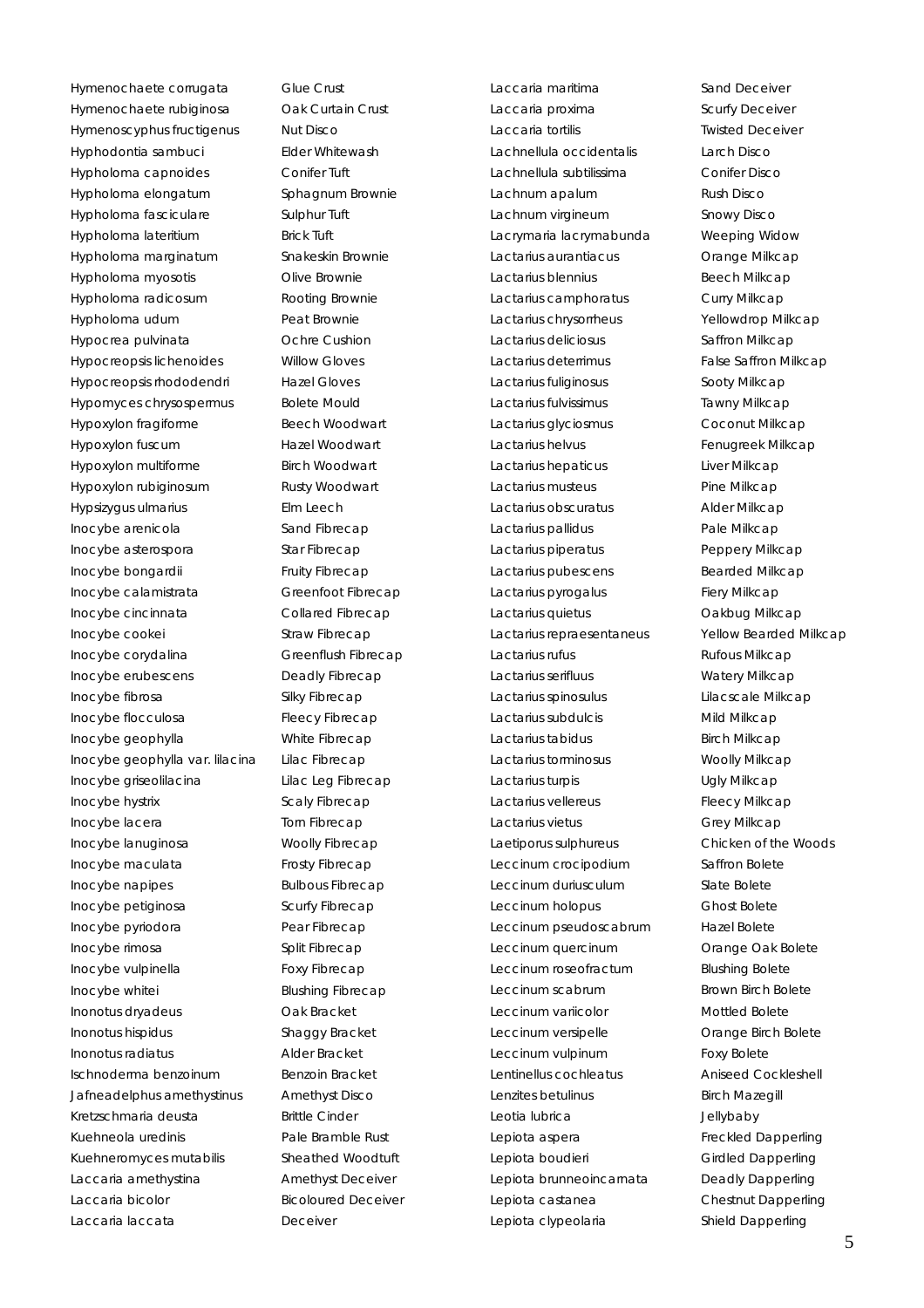| Scientific name | Common name |
| --- | --- |
| Hymenochaete corrugata | Glue Crust |
| Hymenochaete rubiginosa | Oak Curtain Crust |
| Hymenoscyphus fructigenus | Nut Disco |
| Hyphodontia sambuci | Elder Whitewash |
| Hypholoma capnoides | Conifer Tuft |
| Hypholoma elongatum | Sphagnum Brownie |
| Hypholoma fasciculare | Sulphur Tuft |
| Hypholoma lateritium | Brick Tuft |
| Hypholoma marginatum | Snakeskin Brownie |
| Hypholoma myosotis | Olive Brownie |
| Hypholoma radicosum | Rooting Brownie |
| Hypholoma udum | Peat Brownie |
| Hypocrea pulvinata | Ochre Cushion |
| Hypocreopsis lichenoides | Willow Gloves |
| Hypocreopsis rhododendri | Hazel Gloves |
| Hypomyces chrysospermus | Bolete Mould |
| Hypoxylon fragiforme | Beech Woodwart |
| Hypoxylon fuscum | Hazel Woodwart |
| Hypoxylon multiforme | Birch Woodwart |
| Hypoxylon rubiginosum | Rusty Woodwart |
| Hypsizygus ulmarius | Elm Leech |
| Inocybe arenicola | Sand Fibrecap |
| Inocybe asterospora | Star Fibrecap |
| Inocybe bongardii | Fruity Fibrecap |
| Inocybe calamistrata | Greenfoot Fibrecap |
| Inocybe cincinnata | Collared Fibrecap |
| Inocybe cookei | Straw Fibrecap |
| Inocybe corydalina | Greenflush Fibrecap |
| Inocybe erubescens | Deadly Fibrecap |
| Inocybe fibrosa | Silky Fibrecap |
| Inocybe flocculosa | Fleecy Fibrecap |
| Inocybe geophylla | White Fibrecap |
| Inocybe geophylla var. lilacina | Lilac Fibrecap |
| Inocybe griseolilacina | Lilac Leg Fibrecap |
| Inocybe hystrix | Scaly Fibrecap |
| Inocybe lacera | Torn Fibrecap |
| Inocybe lanuginosa | Woolly Fibrecap |
| Inocybe maculata | Frosty Fibrecap |
| Inocybe napipes | Bulbous Fibrecap |
| Inocybe petiginosa | Scurfy Fibrecap |
| Inocybe pyriodora | Pear Fibrecap |
| Inocybe rimosa | Split Fibrecap |
| Inocybe vulpinella | Foxy Fibrecap |
| Inocybe whitei | Blushing Fibrecap |
| Inonotus dryadeus | Oak Bracket |
| Inonotus hispidus | Shaggy Bracket |
| Inonotus radiatus | Alder Bracket |
| Ischnoderma benzoinum | Benzoin Bracket |
| Jafneadelphus amethystinus | Amethyst Disco |
| Kretzschmaria deusta | Brittle Cinder |
| Kuehneola uredinis | Pale Bramble Rust |
| Kuehneromyces mutabilis | Sheathed Woodtuft |
| Laccaria amethystina | Amethyst Deceiver |
| Laccaria bicolor | Bicoloured Deceiver |
| Laccaria laccata | Deceiver |
| Laccaria maritima | Sand Deceiver |
| Laccaria proxima | Scurfy Deceiver |
| Laccaria tortilis | Twisted Deceiver |
| Lachnellula occidentalis | Larch Disco |
| Lachnellula subtilissima | Conifer Disco |
| Lachnum apalum | Rush Disco |
| Lachnum virgineum | Snowy Disco |
| Lacrymaria lacrymabunda | Weeping Widow |
| Lactarius aurantiacus | Orange Milkcap |
| Lactarius blennius | Beech Milkcap |
| Lactarius camphoratus | Curry Milkcap |
| Lactarius chrysorrheus | Yellowdrop Milkcap |
| Lactarius deliciosus | Saffron Milkcap |
| Lactarius deterrimus | False Saffron Milkcap |
| Lactarius fuliginosus | Sooty Milkcap |
| Lactarius fulvissimus | Tawny Milkcap |
| Lactarius glyciosmus | Coconut Milkcap |
| Lactarius helvus | Fenugreek Milkcap |
| Lactarius hepaticus | Liver Milkcap |
| Lactarius musteus | Pine Milkcap |
| Lactarius obscuratus | Alder Milkcap |
| Lactarius pallidus | Pale Milkcap |
| Lactarius piperatus | Peppery Milkcap |
| Lactarius pubescens | Bearded Milkcap |
| Lactarius pyrogalus | Fiery Milkcap |
| Lactarius quietus | Oakbug Milkcap |
| Lactarius repraesentaneus | Yellow Bearded Milkcap |
| Lactarius rufus | Rufous Milkcap |
| Lactarius serifluus | Watery Milkcap |
| Lactarius spinosulus | Lilacscale Milkcap |
| Lactarius subdulcis | Mild Milkcap |
| Lactarius tabidus | Birch Milkcap |
| Lactarius torminosus | Woolly Milkcap |
| Lactarius turpis | Ugly Milkcap |
| Lactarius vellereus | Fleecy Milkcap |
| Lactarius vietus | Grey Milkcap |
| Laetiporus sulphureus | Chicken of the Woods |
| Leccinum crocipodium | Saffron Bolete |
| Leccinum duriusculum | Slate Bolete |
| Leccinum holopus | Ghost Bolete |
| Leccinum pseudoscabrum | Hazel Bolete |
| Leccinum quercinum | Orange Oak Bolete |
| Leccinum roseofractum | Blushing Bolete |
| Leccinum scabrum | Brown Birch Bolete |
| Leccinum variicolor | Mottled Bolete |
| Leccinum versipelle | Orange Birch Bolete |
| Leccinum vulpinum | Foxy Bolete |
| Lentinellus cochleatus | Aniseed Cockleshell |
| Lenzites betulinus | Birch Mazegill |
| Leotia lubrica | Jellybaby |
| Lepiota aspera | Freckled Dapperling |
| Lepiota boudieri | Girdled Dapperling |
| Lepiota brunneoincarnata | Deadly Dapperling |
| Lepiota castanea | Chestnut Dapperling |
| Lepiota clypeolaria | Shield Dapperling |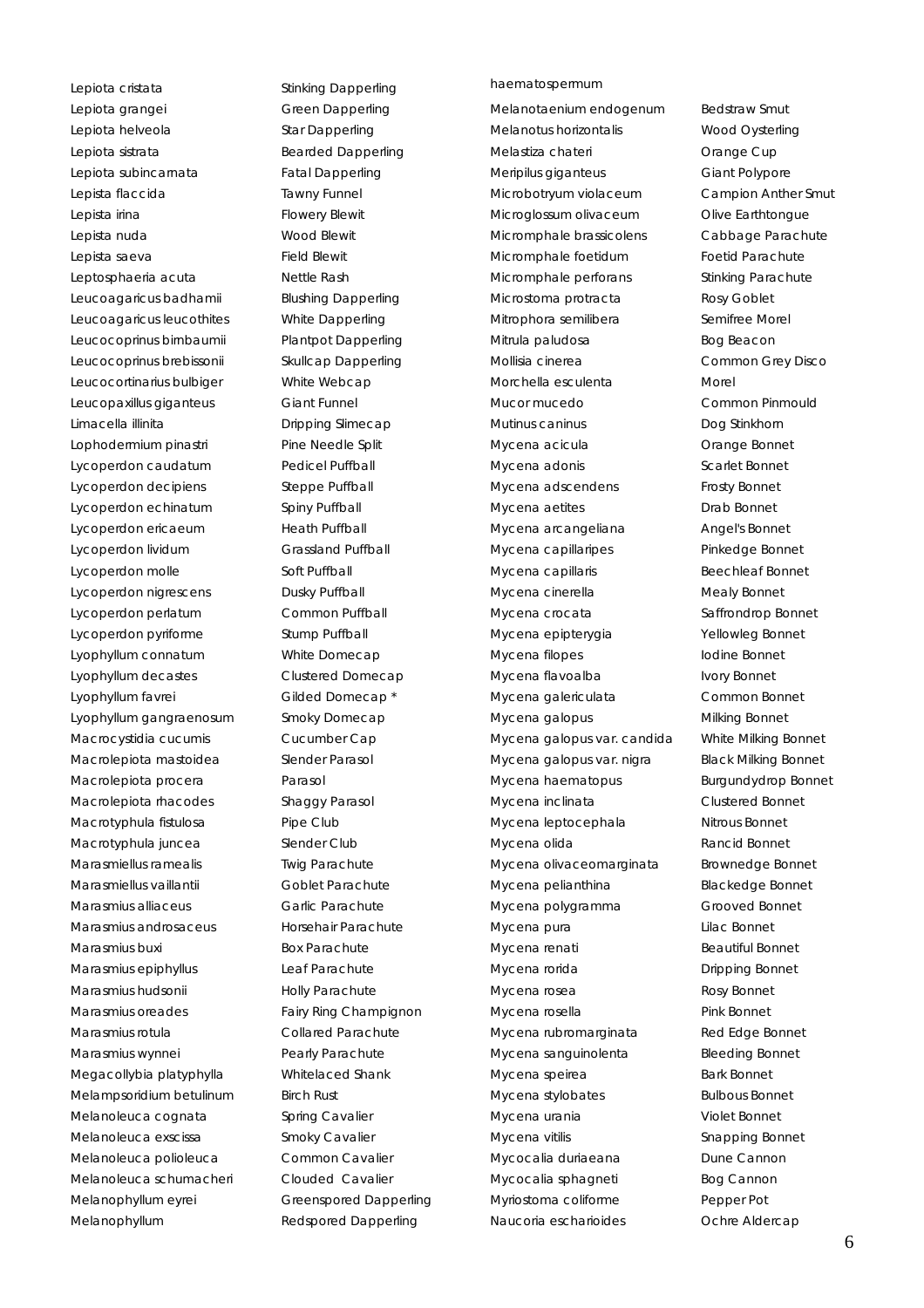| | |
|---|---|
| Lepiota cristata | Stinking Dapperling |
| Lepiota grangei | Green Dapperling |
| Lepiota helveola | Star Dapperling |
| Lepiota sistrata | Bearded Dapperling |
| Lepiota subincarnata | Fatal Dapperling |
| Lepista flaccida | Tawny Funnel |
| Lepista irina | Flowery Blewit |
| Lepista nuda | Wood Blewit |
| Lepista saeva | Field Blewit |
| Leptosphaeria acuta | Nettle Rash |
| Leucoagaricus badhamii | Blushing Dapperling |
| Leucoagaricus leucothites | White Dapperling |
| Leucocoprinus birnbaumii | Plantpot Dapperling |
| Leucocoprinus brebissonii | Skullcap Dapperling |
| Leucocortinarius bulbiger | White Webcap |
| Leucopaxillus giganteus | Giant Funnel |
| Limacella illinita | Dripping Slimecap |
| Lophodermium pinastri | Pine Needle Split |
| Lycoperdon caudatum | Pedicel Puffball |
| Lycoperdon decipiens | Steppe Puffball |
| Lycoperdon echinatum | Spiny Puffball |
| Lycoperdon ericaeum | Heath Puffball |
| Lycoperdon lividum | Grassland Puffball |
| Lycoperdon molle | Soft Puffball |
| Lycoperdon nigrescens | Dusky Puffball |
| Lycoperdon perlatum | Common Puffball |
| Lycoperdon pyriforme | Stump Puffball |
| Lyophyllum connatum | White Domecap |
| Lyophyllum decastes | Clustered Domecap |
| Lyophyllum favrei | Gilded Domecap * |
| Lyophyllum gangraenosum | Smoky Domecap |
| Macrocystidia cucumis | Cucumber Cap |
| Macrolepiota mastoidea | Slender Parasol |
| Macrolepiota procera | Parasol |
| Macrolepiota rhacodes | Shaggy Parasol |
| Macrotyphula fistulosa | Pipe Club |
| Macrotyphula juncea | Slender Club |
| Marasmiellus ramealis | Twig Parachute |
| Marasmiellus vaillantii | Goblet Parachute |
| Marasmius alliaceus | Garlic Parachute |
| Marasmius androsaceus | Horsehair Parachute |
| Marasmius buxi | Box Parachute |
| Marasmius epiphyllus | Leaf Parachute |
| Marasmius hudsonii | Holly Parachute |
| Marasmius oreades | Fairy Ring Champignon |
| Marasmius rotula | Collared Parachute |
| Marasmius wynnei | Pearly Parachute |
| Megacollybia platyphylla | Whitelaced Shank |
| Melampsoridium betulinum | Birch Rust |
| Melanoleuca cognata | Spring Cavalier |
| Melanoleuca exscissa | Smoky Cavalier |
| Melanoleuca polioleuca | Common Cavalier |
| Melanoleuca schumacheri | Clouded Cavalier |
| Melanophyllum eyrei | Greenspored Dapperling |
| Melanophyllum haematospermum | Redspored Dapperling |
| Melanotaenium endogenum | Bedstraw Smut |
| Melanotus horizontalis | Wood Oysterling |
| Melastiza chateri | Orange Cup |
| Meripilus giganteus | Giant Polypore |
| Microbotryum violaceum | Campion Anther Smut |
| Microglossum olivaceum | Olive Earthtongue |
| Micromphale brassicolens | Cabbage Parachute |
| Micromphale foetidum | Foetid Parachute |
| Micromphale perforans | Stinking Parachute |
| Microstoma protracta | Rosy Goblet |
| Mitrophora semilibera | Semifree Morel |
| Mitrula paludosa | Bog Beacon |
| Mollisia cinerea | Common Grey Disco |
| Morchella esculenta | Morel |
| Mucor mucedo | Common Pinmould |
| Mutinus caninus | Dog Stinkhorn |
| Mycena acicula | Orange Bonnet |
| Mycena adonis | Scarlet Bonnet |
| Mycena adscendens | Frosty Bonnet |
| Mycena aetites | Drab Bonnet |
| Mycena arcangeliana | Angel's Bonnet |
| Mycena capillaripes | Pinkedge Bonnet |
| Mycena capillaris | Beechleaf Bonnet |
| Mycena cinerella | Mealy Bonnet |
| Mycena crocata | Saffrondrop Bonnet |
| Mycena epipterygia | Yellowleg Bonnet |
| Mycena filopes | Iodine Bonnet |
| Mycena flavoalba | Ivory Bonnet |
| Mycena galericulata | Common Bonnet |
| Mycena galopus | Milking Bonnet |
| Mycena galopus var. candida | White Milking Bonnet |
| Mycena galopus var. nigra | Black Milking Bonnet |
| Mycena haematopus | Burgundydrop Bonnet |
| Mycena inclinata | Clustered Bonnet |
| Mycena leptocephala | Nitrous Bonnet |
| Mycena olida | Rancid Bonnet |
| Mycena olivaceomarginata | Brownedge Bonnet |
| Mycena pelianthina | Blackedge Bonnet |
| Mycena polygramma | Grooved Bonnet |
| Mycena pura | Lilac Bonnet |
| Mycena renati | Beautiful Bonnet |
| Mycena rorida | Dripping Bonnet |
| Mycena rosea | Rosy Bonnet |
| Mycena rosella | Pink Bonnet |
| Mycena rubromarginata | Red Edge Bonnet |
| Mycena sanguinolenta | Bleeding Bonnet |
| Mycena speirea | Bark Bonnet |
| Mycena stylobates | Bulbous Bonnet |
| Mycena urania | Violet Bonnet |
| Mycena vitilis | Snapping Bonnet |
| Mycocalia duriaeana | Dune Cannon |
| Mycocalia sphagneti | Bog Cannon |
| Myriostoma coliforme | Pepper Pot |
| Naucoria escharioides | Ochre Aldercap |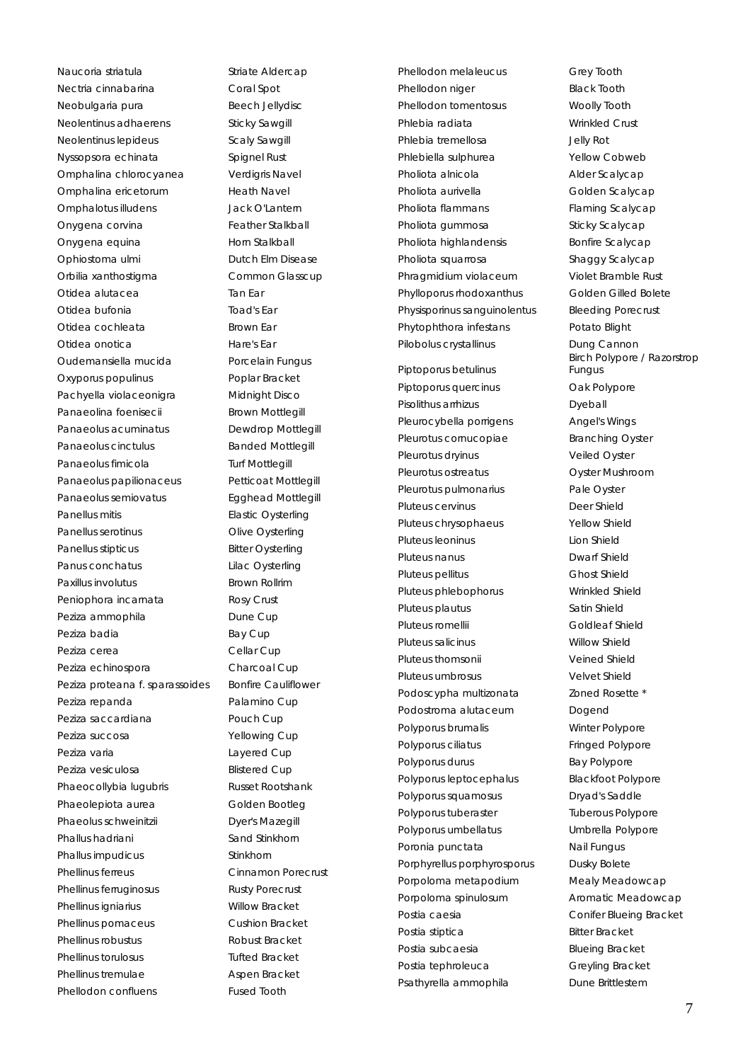| | |
|---|---|
| Naucoria striatula | Striate Aldercap |
| Nectria cinnabarina | Coral Spot |
| Neobulgaria pura | Beech Jellydisc |
| Neolentinus adhaerens | Sticky Sawgill |
| Neolentinus lepideus | Scaly Sawgill |
| Nyssopsora echinata | Spignel Rust |
| Omphalina chlorocyanea | Verdigris Navel |
| Omphalina ericetorum | Heath Navel |
| Omphalotus illudens | Jack O'Lantern |
| Onygena corvina | Feather Stalkball |
| Onygena equina | Horn Stalkball |
| Ophiostoma ulmi | Dutch Elm Disease |
| Orbilia xanthostigma | Common Glasscup |
| Otidea alutacea | Tan Ear |
| Otidea bufonia | Toad's Ear |
| Otidea cochleata | Brown Ear |
| Otidea onotica | Hare's Ear |
| Oudemansiella mucida | Porcelain Fungus |
| Oxyporus populinus | Poplar Bracket |
| Pachyella violaceonigra | Midnight Disco |
| Panaeolina foenisecii | Brown Mottlegill |
| Panaeolus acuminatus | Dewdrop Mottlegill |
| Panaeolus cinctulus | Banded Mottlegill |
| Panaeolus fimicola | Turf Mottlegill |
| Panaeolus papilionaceus | Petticoat Mottlegill |
| Panaeolus semiovatus | Egghead Mottlegill |
| Panellus mitis | Elastic Oysterling |
| Panellus serotinus | Olive Oysterling |
| Panellus stipticus | Bitter Oysterling |
| Panus conchatus | Lilac Oysterling |
| Paxillus involutus | Brown Rollrim |
| Peniophora incarnata | Rosy Crust |
| Peziza ammophila | Dune Cup |
| Peziza badia | Bay Cup |
| Peziza cerea | Cellar Cup |
| Peziza echinospora | Charcoal Cup |
| Peziza proteana f. sparassoides | Bonfire Cauliflower |
| Peziza repanda | Palamino Cup |
| Peziza saccardiana | Pouch Cup |
| Peziza succosa | Yellowing Cup |
| Peziza varia | Layered Cup |
| Peziza vesiculosa | Blistered Cup |
| Phaeocollybia lugubris | Russet Rootshank |
| Phaeolepiota aurea | Golden Bootleg |
| Phaeolus schweinitzii | Dyer's Mazegill |
| Phallus hadriani | Sand Stinkhorn |
| Phallus impudicus | Stinkhorn |
| Phellinus ferreus | Cinnamon Porecrust |
| Phellinus ferruginosus | Rusty Porecrust |
| Phellinus igniarius | Willow Bracket |
| Phellinus pomaceus | Cushion Bracket |
| Phellinus robustus | Robust Bracket |
| Phellinus torulosus | Tufted Bracket |
| Phellinus tremulae | Aspen Bracket |
| Phellodon confluens | Fused Tooth |
| Phellodon melaleucus | Grey Tooth |
| Phellodon niger | Black Tooth |
| Phellodon tomentosus | Woolly Tooth |
| Phlebia radiata | Wrinkled Crust |
| Phlebia tremellosa | Jelly Rot |
| Phlebiella sulphurea | Yellow Cobweb |
| Pholiota alnicola | Alder Scalycap |
| Pholiota aurivella | Golden Scalycap |
| Pholiota flammans | Flaming Scalycap |
| Pholiota gummosa | Sticky Scalycap |
| Pholiota highlandensis | Bonfire Scalycap |
| Pholiota squarrosa | Shaggy Scalycap |
| Phragmidium violaceum | Violet Bramble Rust |
| Phylloporus rhodoxanthus | Golden Gilled Bolete |
| Physisporinus sanguinolentus | Bleeding Porecrust |
| Phytophthora infestans | Potato Blight |
| Pilobolus crystallinus | Dung Cannon |
| Piptoporus betulinus | Birch Polypore / Razorstrop Fungus |
| Piptoporus quercinus | Oak Polypore |
| Pisolithus arrhizus | Dyeball |
| Pleurocybella porrigens | Angel's Wings |
| Pleurotus cornucopiae | Branching Oyster |
| Pleurotus dryinus | Veiled Oyster |
| Pleurotus ostreatus | Oyster Mushroom |
| Pleurotus pulmonarius | Pale Oyster |
| Pluteus cervinus | Deer Shield |
| Pluteus chrysophaeus | Yellow Shield |
| Pluteus leoninus | Lion Shield |
| Pluteus nanus | Dwarf Shield |
| Pluteus pellitus | Ghost Shield |
| Pluteus phlebophorus | Wrinkled Shield |
| Pluteus plautus | Satin Shield |
| Pluteus romellii | Goldleaf Shield |
| Pluteus salicinus | Willow Shield |
| Pluteus thomsonii | Veined Shield |
| Pluteus umbrosus | Velvet Shield |
| Podoscypha multizonata | Zoned Rosette * |
| Podostroma alutaceum | Dogend |
| Polyporus brumalis | Winter Polypore |
| Polyporus ciliatus | Fringed Polypore |
| Polyporus durus | Bay Polypore |
| Polyporus leptocephalus | Blackfoot Polypore |
| Polyporus squamosus | Dryad's Saddle |
| Polyporus tuberaster | Tuberous Polypore |
| Polyporus umbellatus | Umbrella Polypore |
| Poronia punctata | Nail Fungus |
| Porphyrellus porphyrosporus | Dusky Bolete |
| Porpoloma metapodium | Mealy Meadowcap |
| Porpoloma spinulosum | Aromatic Meadowcap |
| Postia caesia | Conifer Blueing Bracket |
| Postia stiptica | Bitter Bracket |
| Postia subcaesia | Blueing Bracket |
| Postia tephroleuca | Greyling Bracket |
| Psathyrella ammophila | Dune Brittlestem |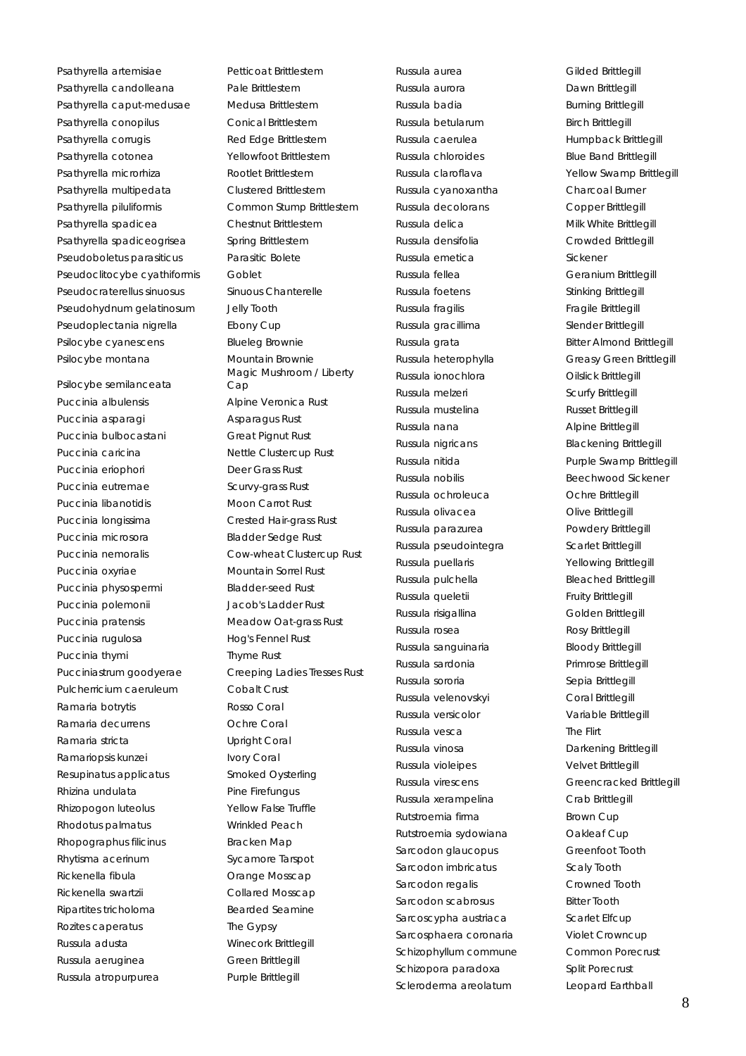| Scientific name | Common name |
|---|---|
| Psathyrella artemisiae | Petticoat Brittlestem |
| Psathyrella candolleana | Pale Brittlestem |
| Psathyrella caput-medusae | Medusa Brittlestem |
| Psathyrella conopilus | Conical Brittlestem |
| Psathyrella corrugis | Red Edge Brittlestem |
| Psathyrella cotonea | Yellowfoot Brittlestem |
| Psathyrella microrhiza | Rootlet Brittlestem |
| Psathyrella multipedata | Clustered Brittlestem |
| Psathyrella piluliformis | Common Stump Brittlestem |
| Psathyrella spadicea | Chestnut Brittlestem |
| Psathyrella spadiceogrisea | Spring Brittlestem |
| Pseudoboletus parasiticus | Parasitic Bolete |
| Pseudoclitocybe cyathiformis | Goblet |
| Pseudocraterellus sinuosus | Sinuous Chanterelle |
| Pseudohydnum gelatinosum | Jelly Tooth |
| Pseudoplectania nigrella | Ebony Cup |
| Psilocybe cyanescens | Blueleg Brownie |
| Psilocybe montana | Mountain Brownie |
| Psilocybe semilanceata | Magic Mushroom / Liberty Cap |
| Puccinia albulensis | Alpine Veronica Rust |
| Puccinia asparagi | Asparagus Rust |
| Puccinia bulbocastani | Great Pignut Rust |
| Puccinia caricina | Nettle Clustercup Rust |
| Puccinia eriophori | Deer Grass Rust |
| Puccinia eutremae | Scurvy-grass Rust |
| Puccinia libanotidis | Moon Carrot Rust |
| Puccinia longissima | Crested Hair-grass Rust |
| Puccinia microsora | Bladder Sedge Rust |
| Puccinia nemoralis | Cow-wheat Clustercup Rust |
| Puccinia oxyriae | Mountain Sorrel Rust |
| Puccinia physospermi | Bladder-seed Rust |
| Puccinia polemonii | Jacob's Ladder Rust |
| Puccinia pratensis | Meadow Oat-grass Rust |
| Puccinia rugulosa | Hog's Fennel Rust |
| Puccinia thymi | Thyme Rust |
| Pucciniastrum goodyerae | Creeping Ladies Tresses Rust |
| Pulcherricium caeruleum | Cobalt Crust |
| Ramaria botrytis | Rosso Coral |
| Ramaria decurrens | Ochre Coral |
| Ramaria stricta | Upright Coral |
| Ramariopsis kunzei | Ivory Coral |
| Resupinatus applicatus | Smoked Oysterling |
| Rhizina undulata | Pine Firefungus |
| Rhizopogon luteolus | Yellow False Truffle |
| Rhodotus palmatus | Wrinkled Peach |
| Rhopographus filicinus | Bracken Map |
| Rhytisma acerinum | Sycamore Tarspot |
| Rickenella fibula | Orange Mosscap |
| Rickenella swartzii | Collared Mosscap |
| Ripartites tricholoma | Bearded Seamine |
| Rozites caperatus | The Gypsy |
| Russula adusta | Winecork Brittlegill |
| Russula aeruginea | Green Brittlegill |
| Russula atropurpurea | Purple Brittlegill |
| Russula aurea | Gilded Brittlegill |
| Russula aurora | Dawn Brittlegill |
| Russula badia | Burning Brittlegill |
| Russula betularum | Birch Brittlegill |
| Russula caerulea | Humpback Brittlegill |
| Russula chloroides | Blue Band Brittlegill |
| Russula claroflava | Yellow Swamp Brittlegill |
| Russula cyanoxantha | Charcoal Burner |
| Russula decolorans | Copper Brittlegill |
| Russula delica | Milk White Brittlegill |
| Russula densifolia | Crowded Brittlegill |
| Russula emetica | Sickener |
| Russula fellea | Geranium Brittlegill |
| Russula foetens | Stinking Brittlegill |
| Russula fragilis | Fragile Brittlegill |
| Russula gracillima | Slender Brittlegill |
| Russula grata | Bitter Almond Brittlegill |
| Russula heterophylla | Greasy Green Brittlegill |
| Russula ionochlora | Oilslick Brittlegill |
| Russula melzeri | Scurfy Brittlegill |
| Russula mustelina | Russet Brittlegill |
| Russula nana | Alpine Brittlegill |
| Russula nigricans | Blackening Brittlegill |
| Russula nitida | Purple Swamp Brittlegill |
| Russula nobilis | Beechwood Sickener |
| Russula ochroleuca | Ochre Brittlegill |
| Russula olivacea | Olive Brittlegill |
| Russula parazurea | Powdery Brittlegill |
| Russula pseudointegra | Scarlet Brittlegill |
| Russula puellaris | Yellowing Brittlegill |
| Russula pulchella | Bleached Brittlegill |
| Russula queletii | Fruity Brittlegill |
| Russula risigallina | Golden Brittlegill |
| Russula rosea | Rosy Brittlegill |
| Russula sanguinaria | Bloody Brittlegill |
| Russula sardonia | Primrose Brittlegill |
| Russula sororia | Sepia Brittlegill |
| Russula velenovskyi | Coral Brittlegill |
| Russula versicolor | Variable Brittlegill |
| Russula vesca | The Flirt |
| Russula vinosa | Darkening Brittlegill |
| Russula violeipes | Velvet Brittlegill |
| Russula virescens | Greencracked Brittlegill |
| Russula xerampelina | Crab Brittlegill |
| Rutstroemia firma | Brown Cup |
| Rutstroemia sydowiana | Oakleaf Cup |
| Sarcodon glaucopus | Greenfoot Tooth |
| Sarcodon imbricatus | Scaly Tooth |
| Sarcodon regalis | Crowned Tooth |
| Sarcodon scabrosus | Bitter Tooth |
| Sarcoscypha austriaca | Scarlet Elfcup |
| Sarcosphaera coronaria | Violet Crowncup |
| Schizophyllum commune | Common Porecrust |
| Schizopora paradoxa | Split Porecrust |
| Scleroderma areolatum | Leopard Earthball |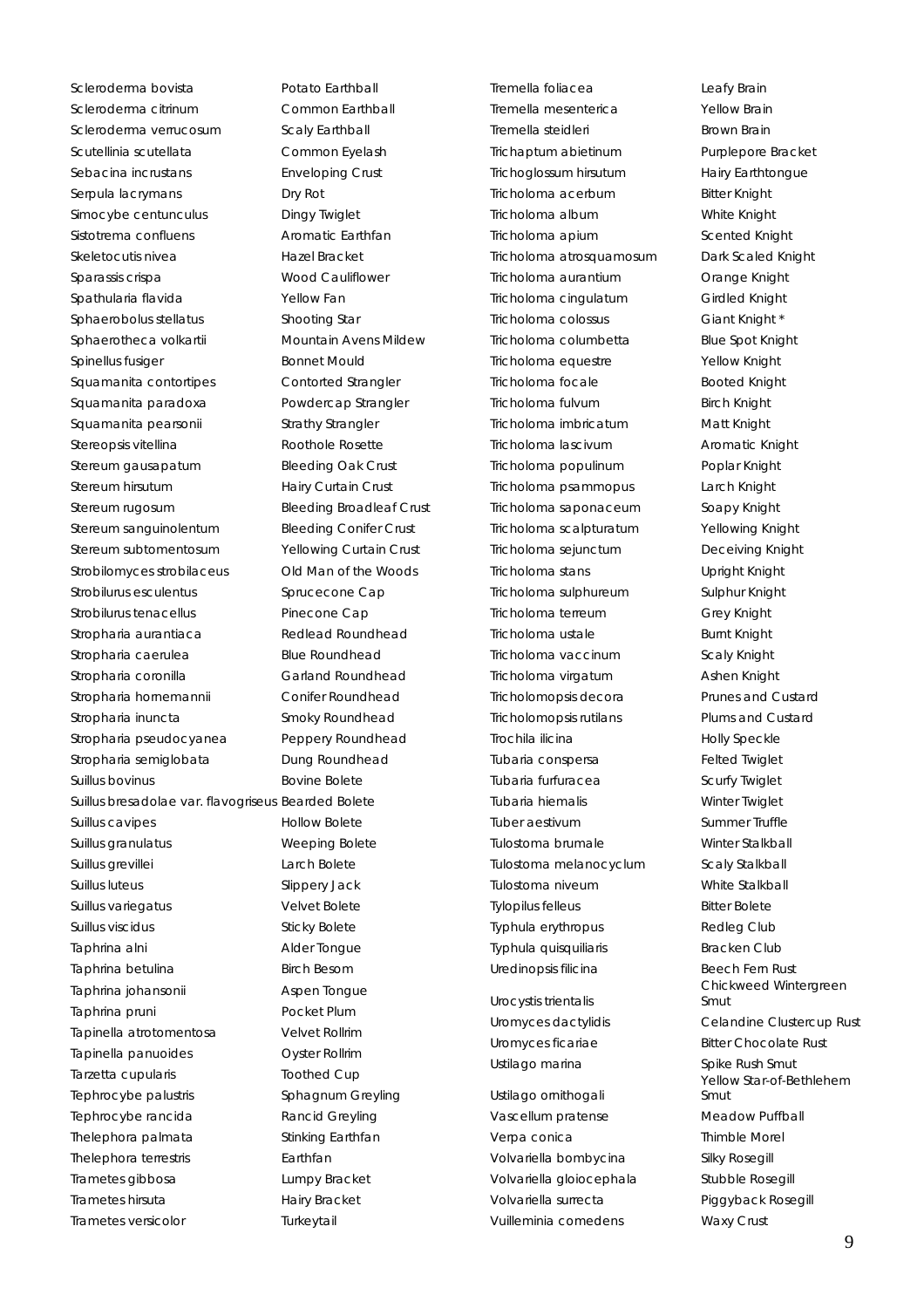| | |
|---|---|
| Scleroderma bovista | Potato Earthball |
| Scleroderma citrinum | Common Earthball |
| Scleroderma verrucosum | Scaly Earthball |
| Scutellinia scutellata | Common Eyelash |
| Sebacina incrustans | Enveloping Crust |
| Serpula lacrymans | Dry Rot |
| Simocybe centunculus | Dingy Twiglet |
| Sistotrema confluens | Aromatic Earthfan |
| Skeletocutis nivea | Hazel Bracket |
| Sparassis crispa | Wood Cauliflower |
| Spathularia flavida | Yellow Fan |
| Sphaerobolus stellatus | Shooting Star |
| Sphaerotheca volkartii | Mountain Avens Mildew |
| Spinellus fusiger | Bonnet Mould |
| Squamanita contortipes | Contorted Strangler |
| Squamanita paradoxa | Powdercap Strangler |
| Squamanita pearsonii | Strathy Strangler |
| Stereopsis vitellina | Roothole Rosette |
| Stereum gausapatum | Bleeding Oak Crust |
| Stereum hirsutum | Hairy Curtain Crust |
| Stereum rugosum | Bleeding Broadleaf Crust |
| Stereum sanguinolentum | Bleeding Conifer Crust |
| Stereum subtomentosum | Yellowing Curtain Crust |
| Strobilomyces strobilaceus | Old Man of the Woods |
| Strobilurus esculentus | Sprucecone Cap |
| Strobilurus tenacellus | Pinecone Cap |
| Stropharia aurantiaca | Redlead Roundhead |
| Stropharia caerulea | Blue Roundhead |
| Stropharia coronilla | Garland Roundhead |
| Stropharia hornemannii | Conifer Roundhead |
| Stropharia inuncta | Smoky Roundhead |
| Stropharia pseudocyanea | Peppery Roundhead |
| Stropharia semiglobata | Dung Roundhead |
| Suillus bovinus | Bovine Bolete |
| Suillus bresadolae var. flavogriseus | Bearded Bolete |
| Suillus cavipes | Hollow Bolete |
| Suillus granulatus | Weeping Bolete |
| Suillus grevillei | Larch Bolete |
| Suillus luteus | Slippery Jack |
| Suillus variegatus | Velvet Bolete |
| Suillus viscidus | Sticky Bolete |
| Taphrina alni | Alder Tongue |
| Taphrina betulina | Birch Besom |
| Taphrina johansonii | Aspen Tongue |
| Taphrina pruni | Pocket Plum |
| Tapinella atrotomentosa | Velvet Rollrim |
| Tapinella panuoides | Oyster Rollrim |
| Tarzetta cupularis | Toothed Cup |
| Tephrocybe palustris | Sphagnum Greyling |
| Tephrocybe rancida | Rancid Greyling |
| Thelephora palmata | Stinking Earthfan |
| Thelephora terrestris | Earthfan |
| Trametes gibbosa | Lumpy Bracket |
| Trametes hirsuta | Hairy Bracket |
| Trametes versicolor | Turkeytail |
| Tremella foliacea | Leafy Brain |
| Tremella mesenterica | Yellow Brain |
| Tremella steidleri | Brown Brain |
| Trichaptum abietinum | Purplepore Bracket |
| Trichoglossum hirsutum | Hairy Earthtongue |
| Tricholoma acerbum | Bitter Knight |
| Tricholoma album | White Knight |
| Tricholoma apium | Scented Knight |
| Tricholoma atrosquamosum | Dark Scaled Knight |
| Tricholoma aurantium | Orange Knight |
| Tricholoma cingulatum | Girdled Knight |
| Tricholoma colossus | Giant Knight * |
| Tricholoma columbetta | Blue Spot Knight |
| Tricholoma equestre | Yellow Knight |
| Tricholoma focale | Booted Knight |
| Tricholoma fulvum | Birch Knight |
| Tricholoma imbricatum | Matt Knight |
| Tricholoma lascivum | Aromatic Knight |
| Tricholoma populinum | Poplar Knight |
| Tricholoma psammopus | Larch Knight |
| Tricholoma saponaceum | Soapy Knight |
| Tricholoma scalpturatum | Yellowing Knight |
| Tricholoma sejunctum | Deceiving Knight |
| Tricholoma stans | Upright Knight |
| Tricholoma sulphureum | Sulphur Knight |
| Tricholoma terreum | Grey Knight |
| Tricholoma ustale | Burnt Knight |
| Tricholoma vaccinum | Scaly Knight |
| Tricholoma virgatum | Ashen Knight |
| Tricholomopsis decora | Prunes and Custard |
| Tricholomopsis rutilans | Plums and Custard |
| Trochila ilicina | Holly Speckle |
| Tubaria conspersa | Felted Twiglet |
| Tubaria furfuracea | Scurfy Twiglet |
| Tubaria hiemalis | Winter Twiglet |
| Tuber aestivum | Summer Truffle |
| Tulostoma brumale | Winter Stalkball |
| Tulostoma melanocyclum | Scaly Stalkball |
| Tulostoma niveum | White Stalkball |
| Tylopilus felleus | Bitter Bolete |
| Typhula erythropus | Redleg Club |
| Typhula quisquiliaris | Bracken Club |
| Uredinopsis filicina | Beech Fern Rust |
| Urocystis trientalis | Chickweed Wintergreen Smut |
| Uromyces dactylidis | Celandine Clustercup Rust |
| Uromyces ficariae | Bitter Chocolate Rust |
| Ustilago marina | Spike Rush Smut |
| Ustilago ornithogali | Yellow Star-of-Bethlehem Smut |
| Vascellum pratense | Meadow Puffball |
| Verpa conica | Thimble Morel |
| Volvariella bombycina | Silky Rosegill |
| Volvariella gloiocephala | Stubble Rosegill |
| Volvariella surrecta | Piggyback Rosegill |
| Vuilleminia comedens | Waxy Crust |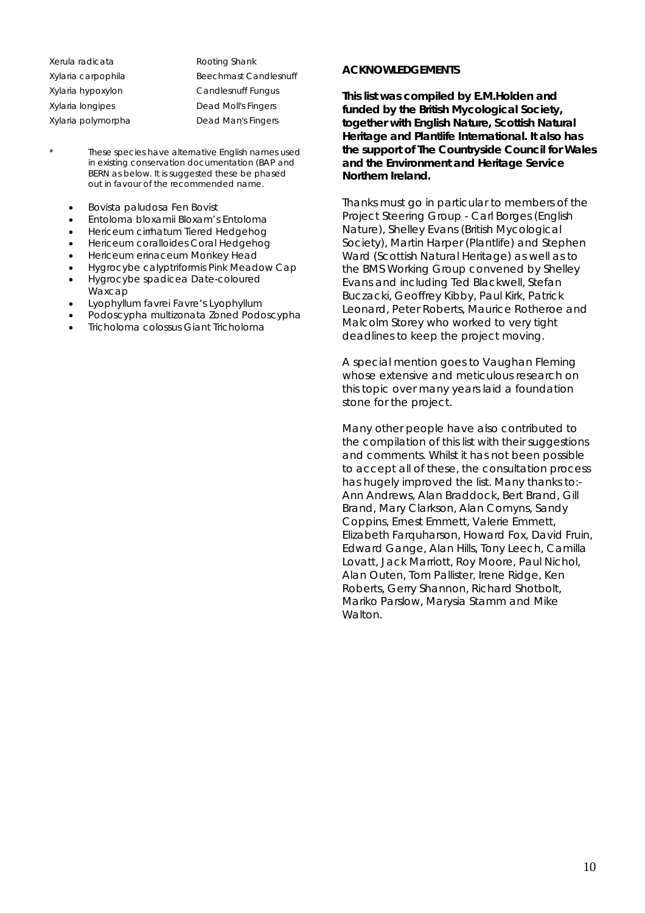| | |
|---|---|
| Xerula radicata | Rooting Shank |
| Xylaria carpophila | Beechmast Candlesnuff |
| Xylaria hypoxylon | Candlesnuff Fungus |
| Xylaria longipes | Dead Moll's Fingers |
| Xylaria polymorpha | Dead Man's Fingers |

\* These species have alternative English names used in existing conservation documentation (BAP and BERN as below. It is suggested these be phased out in favour of the recommended name.

- Bovista paludosa Fen Bovist
- Entoloma bloxamii Bloxam's Entoloma
- Hericeum cirrhatum Tiered Hedgehog
- Hericeum coralloides Coral Hedgehog
- Hericeum erinaceum Monkey Head
- Hygrocybe calyptriformis Pink Meadow Cap
- Hygrocybe spadicea Date-coloured Waxcap
- Lyophyllum favrei Favre's Lyophyllum
- Podoscypha multizonata Zoned Podoscypha
- Tricholoma colossus Giant Tricholoma

## ACKNOWLEDGEMENTS

**This list was compiled by E.M.Holden and funded by the British Mycological Society, together with English Nature, Scottish Natural Heritage and Plantlife International. It also has the support of The Countryside Council for Wales and the Environment and Heritage Service Northern Ireland.**

Thanks must go in particular to members of the Project Steering Group - Carl Borges (English Nature), Shelley Evans (British Mycological Society), Martin Harper (Plantlife) and Stephen Ward (Scottish Natural Heritage) as well as to the BMS Working Group convened by Shelley Evans and including Ted Blackwell, Stefan Buczacki, Geoffrey Kibby, Paul Kirk, Patrick Leonard, Peter Roberts, Maurice Rotheroe and Malcolm Storey who worked to very tight deadlines to keep the project moving.

A special mention goes to Vaughan Fleming whose extensive and meticulous research on this topic over many years laid a foundation stone for the project.

Many other people have also contributed to the compilation of this list with their suggestions and comments. Whilst it has not been possible to accept all of these, the consultation process has hugely improved the list. Many thanks to:- Ann Andrews, Alan Braddock, Bert Brand, Gill Brand, Mary Clarkson, Alan Comyns, Sandy Coppins, Ernest Emmett, Valerie Emmett, Elizabeth Farquharson, Howard Fox, David Fruin, Edward Gange, Alan Hills, Tony Leech, Camilla Lovatt, Jack Marriott, Roy Moore, Paul Nichol, Alan Outen, Tom Pallister, Irene Ridge, Ken Roberts, Gerry Shannon, Richard Shotbolt, Mariko Parslow, Marysia Stamm and Mike Walton.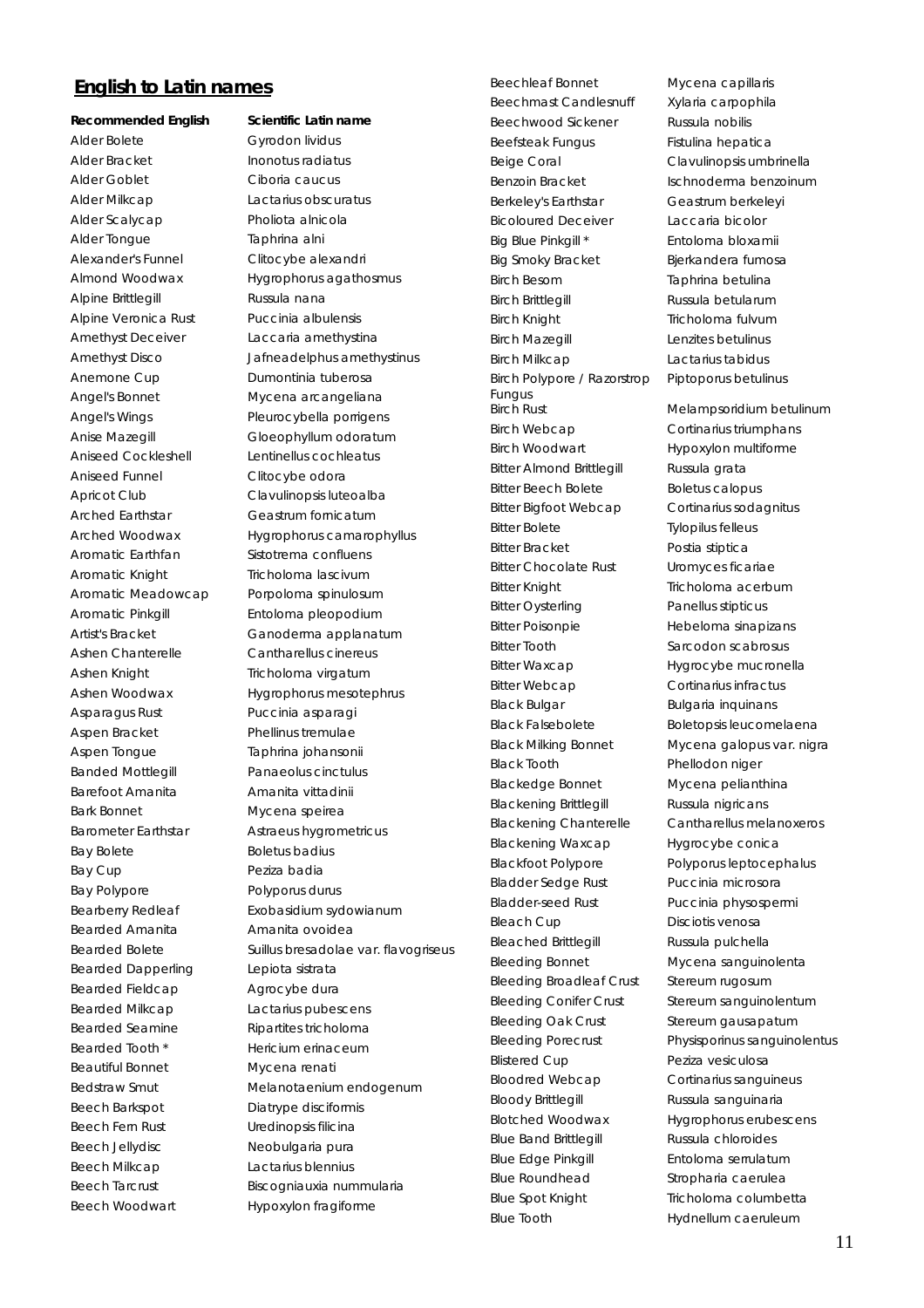## English to Latin names

| Recommended English | Scientific Latin name |
|---|---|
| Alder Bolete | Gyrodon lividus |
| Alder Bracket | Inonotus radiatus |
| Alder Goblet | Ciboria caucus |
| Alder Milkcap | Lactarius obscuratus |
| Alder Scalycap | Pholiota alnicola |
| Alder Tongue | Taphrina alni |
| Alexander's Funnel | Clitocybe alexandri |
| Almond Woodwax | Hygrophorus agathosmus |
| Alpine Brittlegill | Russula nana |
| Alpine Veronica Rust | Puccinia albulensis |
| Amethyst Deceiver | Laccaria amethystina |
| Amethyst Disco | Jafneadelphus amethystinus |
| Anemone Cup | Dumontinia tuberosa |
| Angel's Bonnet | Mycena arcangeliana |
| Angel's Wings | Pleurocybella porrigens |
| Anise Mazegill | Gloeophyllum odoratum |
| Aniseed Cockleshell | Lentinellus cochleatus |
| Aniseed Funnel | Clitocybe odora |
| Apricot Club | Clavulinopsis luteoalba |
| Arched Earthstar | Geastrum fornicatum |
| Arched Woodwax | Hygrophorus camarophyllus |
| Aromatic Earthfan | Sistotrema confluens |
| Aromatic Knight | Tricholoma lascivum |
| Aromatic Meadowcap | Porpoloma spinulosum |
| Aromatic Pinkgill | Entoloma pleopodium |
| Artist's Bracket | Ganoderma applanatum |
| Ashen Chanterelle | Cantharellus cinereus |
| Ashen Knight | Tricholoma virgatum |
| Ashen Woodwax | Hygrophorus mesotephrus |
| Asparagus Rust | Puccinia asparagi |
| Aspen Bracket | Phellinus tremulae |
| Aspen Tongue | Taphrina johansonii |
| Banded Mottlegill | Panaeolus cinctulus |
| Barefoot Amanita | Amanita vittadinii |
| Bark Bonnet | Mycena speirea |
| Barometer Earthstar | Astraeus hygrometricus |
| Bay Bolete | Boletus badius |
| Bay Cup | Peziza badia |
| Bay Polypore | Polyporus durus |
| Bearberry Redleaf | Exobasidium sydowianum |
| Bearded Amanita | Amanita ovoidea |
| Bearded Bolete | Suillus bresadolae var. flavogriseus |
| Bearded Dapperling | Lepiota sistrata |
| Bearded Fieldcap | Agrocybe dura |
| Bearded Milkcap | Lactarius pubescens |
| Bearded Seamine | Ripartites tricholoma |
| Bearded Tooth * | Hericium erinaceum |
| Beautiful Bonnet | Mycena renati |
| Bedstraw Smut | Melanotaenium endogenum |
| Beech Barkspot | Diatrype disciformis |
| Beech Fern Rust | Uredinopsis filicina |
| Beech Jellydisc | Neobulgaria pura |
| Beech Milkcap | Lactarius blennius |
| Beech Tarcrust | Biscogniauxia nummularia |
| Beech Woodwart | Hypoxylon fragiforme |
| Beechleaf Bonnet | Mycena capillaris |
| Beechmast Candlesnuff | Xylaria carpophila |
| Beechwood Sickener | Russula nobilis |
| Beefsteak Fungus | Fistulina hepatica |
| Beige Coral | Clavulinopsis umbrinella |
| Benzoin Bracket | Ischnoderma benzoinum |
| Berkeley's Earthstar | Geastrum berkeleyi |
| Bicoloured Deceiver | Laccaria bicolor |
| Big Blue Pinkgill * | Entoloma bloxamii |
| Big Smoky Bracket | Bjerkandera fumosa |
| Birch Besom | Taphrina betulina |
| Birch Brittlegill | Russula betularum |
| Birch Knight | Tricholoma fulvum |
| Birch Mazegill | Lenzites betulinus |
| Birch Milkcap | Lactarius tabidus |
| Birch Polypore / Razorstrop Fungus | Piptoporus betulinus |
| Birch Rust | Melampsoridium betulinum |
| Birch Webcap | Cortinarius triumphans |
| Birch Woodwart | Hypoxylon multiforme |
| Bitter Almond Brittlegill | Russula grata |
| Bitter Beech Bolete | Boletus calopus |
| Bitter Bigfoot Webcap | Cortinarius sodagnitus |
| Bitter Bolete | Tylopilus felleus |
| Bitter Bracket | Postia stiptica |
| Bitter Chocolate Rust | Uromyces ficariae |
| Bitter Knight | Tricholoma acerbum |
| Bitter Oysterling | Panellus stipticus |
| Bitter Poisonpie | Hebeloma sinapizans |
| Bitter Tooth | Sarcodon scabrosus |
| Bitter Waxcap | Hygrocybe mucronella |
| Bitter Webcap | Cortinarius infractus |
| Black Bulgar | Bulgaria inquinans |
| Black Falsebolete | Boletopsis leucomelaena |
| Black Milking Bonnet | Mycena galopus var. nigra |
| Black Tooth | Phellodon niger |
| Blackedge Bonnet | Mycena pelianthina |
| Blackening Brittlegill | Russula nigricans |
| Blackening Chanterelle | Cantharellus melanoxeros |
| Blackening Waxcap | Hygrocybe conica |
| Blackfoot Polypore | Polyporus leptocephalus |
| Bladder Sedge Rust | Puccinia microsora |
| Bladder-seed Rust | Puccinia physospermi |
| Bleach Cup | Disciotis venosa |
| Bleached Brittlegill | Russula pulchella |
| Bleeding Bonnet | Mycena sanguinolenta |
| Bleeding Broadleaf Crust | Stereum rugosum |
| Bleeding Conifer Crust | Stereum sanguinolentum |
| Bleeding Oak Crust | Stereum gausapatum |
| Bleeding Porecrust | Physisporinus sanguinolentus |
| Blistered Cup | Peziza vesiculosa |
| Bloodred Webcap | Cortinarius sanguineus |
| Bloody Brittlegill | Russula sanguinaria |
| Blotched Woodwax | Hygrophorus erubescens |
| Blue Band Brittlegill | Russula chloroides |
| Blue Edge Pinkgill | Entoloma serrulatum |
| Blue Roundhead | Stropharia caerulea |
| Blue Spot Knight | Tricholoma columbetta |
| Blue Tooth | Hydnellum caeruleum |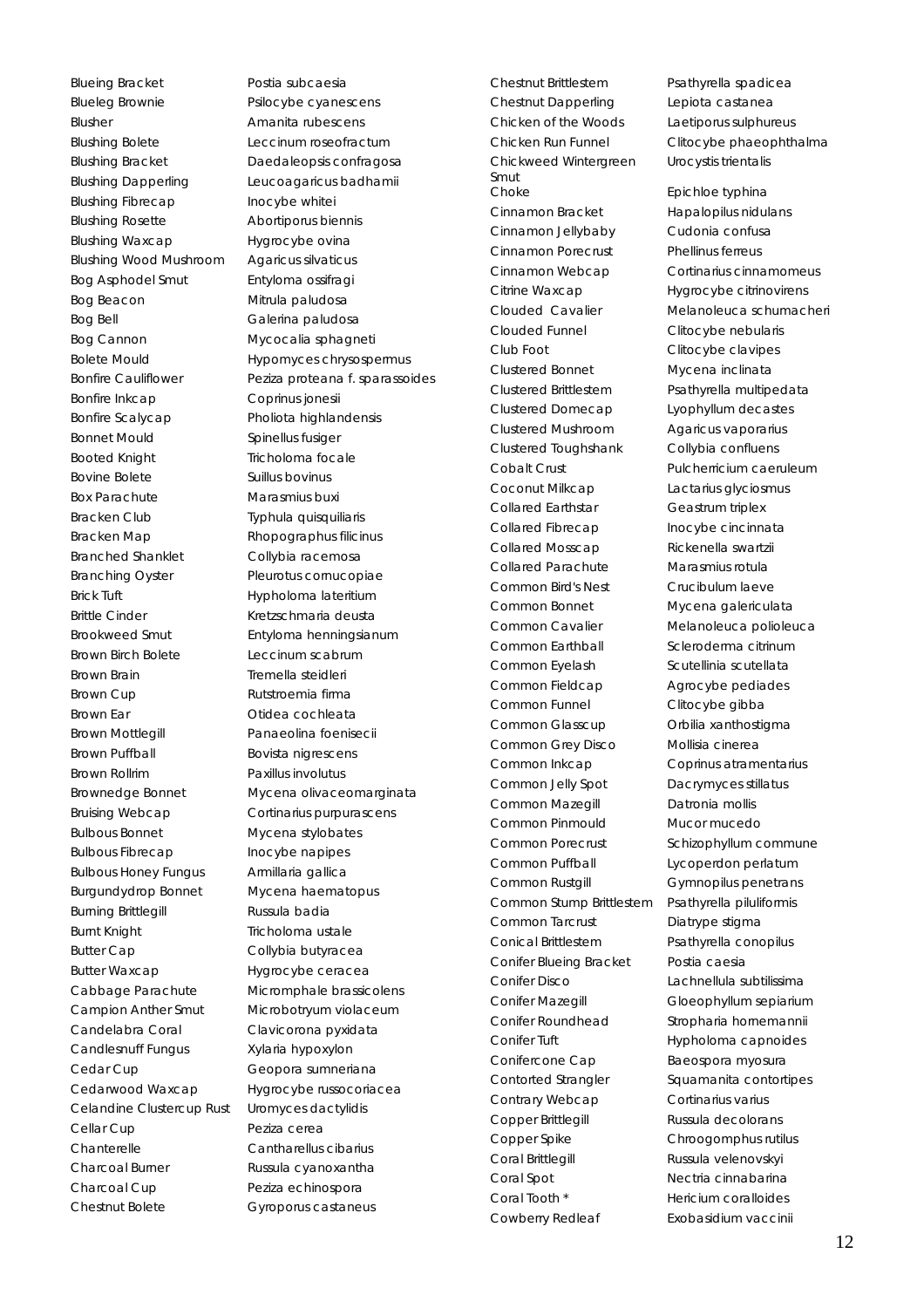| | |
|---|---|
| Blueing Bracket | Postia subcaesia |
| Blueleg Brownie | Psilocybe cyanescens |
| Blusher | Amanita rubescens |
| Blushing Bolete | Leccinum roseofractum |
| Blushing Bracket | Daedaleopsis confragosa |
| Blushing Dapperling | Leucoagaricus badhamii |
| Blushing Fibrecap | Inocybe whitei |
| Blushing Rosette | Abortiporus biennis |
| Blushing Waxcap | Hygrocybe ovina |
| Blushing Wood Mushroom | Agaricus silvaticus |
| Bog Asphodel Smut | Entyloma ossifragi |
| Bog Beacon | Mitrula paludosa |
| Bog Bell | Galerina paludosa |
| Bog Cannon | Mycocalia sphagneti |
| Bolete Mould | Hypomyces chrysospermus |
| Bonfire Cauliflower | Peziza proteana f. sparassoides |
| Bonfire Inkcap | Coprinus jonesii |
| Bonfire Scalycap | Pholiota highlandensis |
| Bonnet Mould | Spinellus fusiger |
| Booted Knight | Tricholoma focale |
| Bovine Bolete | Suillus bovinus |
| Box Parachute | Marasmius buxi |
| Bracken Club | Typhula quisquiliaris |
| Bracken Map | Rhopographus filicinus |
| Branched Shanklet | Collybia racemosa |
| Branching Oyster | Pleurotus cornucopiae |
| Brick Tuft | Hypholoma lateritium |
| Brittle Cinder | Kretzschmaria deusta |
| Brookweed Smut | Entyloma henningsianum |
| Brown Birch Bolete | Leccinum scabrum |
| Brown Brain | Tremella steidleri |
| Brown Cup | Rutstroemia firma |
| Brown Ear | Otidea cochleata |
| Brown Mottlegill | Panaeolina foenisecii |
| Brown Puffball | Bovista nigrescens |
| Brown Rollrim | Paxillus involutus |
| Brownedge Bonnet | Mycena olivaceomarginata |
| Bruising Webcap | Cortinarius purpurascens |
| Bulbous Bonnet | Mycena stylobates |
| Bulbous Fibrecap | Inocybe napipes |
| Bulbous Honey Fungus | Armillaria gallica |
| Burgundydrop Bonnet | Mycena haematopus |
| Burning Brittlegill | Russula badia |
| Burnt Knight | Tricholoma ustale |
| Butter Cap | Collybia butyracea |
| Butter Waxcap | Hygrocybe ceracea |
| Cabbage Parachute | Micromphale brassicolens |
| Campion Anther Smut | Microbotryum violaceum |
| Candelabra Coral | Clavicorona pyxidata |
| Candlesnuff Fungus | Xylaria hypoxylon |
| Cedar Cup | Geopora sumneriana |
| Cedarwood Waxcap | Hygrocybe russocoriacea |
| Celandine Clustercup Rust | Uromyces dactylidis |
| Cellar Cup | Peziza cerea |
| Chanterelle | Cantharellus cibarius |
| Charcoal Burner | Russula cyanoxantha |
| Charcoal Cup | Peziza echinospora |
| Chestnut Bolete | Gyroporus castaneus |
| Chestnut Brittlestem | Psathyrella spadicea |
| Chestnut Dapperling | Lepiota castanea |
| Chicken of the Woods | Laetiporus sulphureus |
| Chicken Run Funnel | Clitocybe phaeophthalma |
| Chickweed Wintergreen Smut | Urocystis trientalis |
| Choke | Epichloe typhina |
| Cinnamon Bracket | Hapalopilus nidulans |
| Cinnamon Jellybaby | Cudonia confusa |
| Cinnamon Porecrust | Phellinus ferreus |
| Cinnamon Webcap | Cortinarius cinnamomeus |
| Citrine Waxcap | Hygrocybe citrinovirens |
| Clouded Cavalier | Melanoleuca schumacheri |
| Clouded Funnel | Clitocybe nebularis |
| Club Foot | Clitocybe clavipes |
| Clustered Bonnet | Mycena inclinata |
| Clustered Brittlestem | Psathyrella multipedata |
| Clustered Domecap | Lyophyllum decastes |
| Clustered Mushroom | Agaricus vaporarius |
| Clustered Toughshank | Collybia confluens |
| Cobalt Crust | Pulcherricium caeruleum |
| Coconut Milkcap | Lactarius glyciosmus |
| Collared Earthstar | Geastrum triplex |
| Collared Fibrecap | Inocybe cincinnata |
| Collared Mosscap | Rickenella swartzii |
| Collared Parachute | Marasmius rotula |
| Common Bird's Nest | Crucibulum laeve |
| Common Bonnet | Mycena galericulata |
| Common Cavalier | Melanoleuca polioleuca |
| Common Earthball | Scleroderma citrinum |
| Common Eyelash | Scutellinia scutellata |
| Common Fieldcap | Agrocybe pediades |
| Common Funnel | Clitocybe gibba |
| Common Glasscup | Orbilia xanthostigma |
| Common Grey Disco | Mollisia cinerea |
| Common Inkcap | Coprinus atramentarius |
| Common Jelly Spot | Dacrymyces stillatus |
| Common Mazegill | Datronia mollis |
| Common Pinmould | Mucor mucedo |
| Common Porecrust | Schizophyllum commune |
| Common Puffball | Lycoperdon perlatum |
| Common Rustgill | Gymnopilus penetrans |
| Common Stump Brittlestem | Psathyrella piluliformis |
| Common Tarcrust | Diatrype stigma |
| Conical Brittlestem | Psathyrella conopilus |
| Conifer Blueing Bracket | Postia caesia |
| Conifer Disco | Lachnellula subtilissima |
| Conifer Mazegill | Gloeophyllum sepiarium |
| Conifer Roundhead | Stropharia hornemannii |
| Conifer Tuft | Hypholoma capnoides |
| Conifercone Cap | Baeospora myosura |
| Contorted Strangler | Squamanita contortipes |
| Contrary Webcap | Cortinarius varius |
| Copper Brittlegill | Russula decolorans |
| Copper Spike | Chroogomphus rutilus |
| Coral Brittlegill | Russula velenovskyi |
| Coral Spot | Nectria cinnabarina |
| Coral Tooth * | Hericium coralloides |
| Cowberry Redleaf | Exobasidium vaccinii |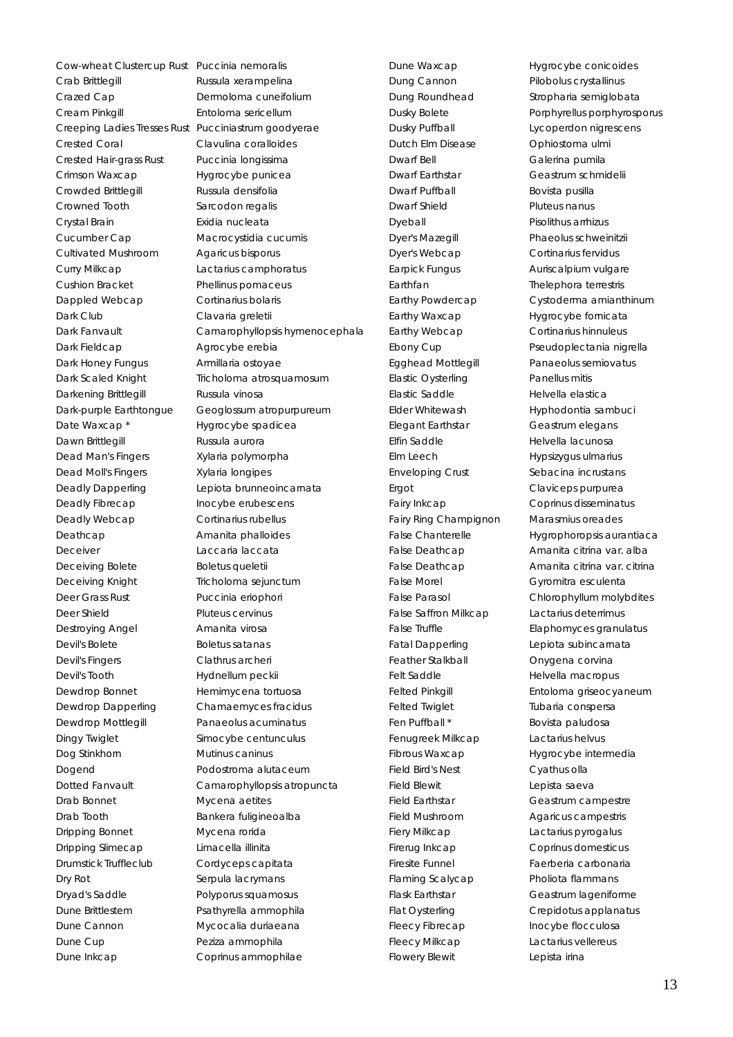| Common Name | Scientific Name |
| --- | --- |
| Cow-wheat Clustercup Rust | Puccinia nemoralis |
| Crab Brittlegill | Russula xerampelina |
| Crazed Cap | Dermoloma cuneifolium |
| Cream Pinkgill | Entoloma sericellum |
| Creeping Ladies Tresses Rust | Pucciniastrum goodyerae |
| Crested Coral | Clavulina coralloides |
| Crested Hair-grass Rust | Puccinia longissima |
| Crimson Waxcap | Hygrocybe punicea |
| Crowded Brittlegill | Russula densifolia |
| Crowned Tooth | Sarcodon regalis |
| Crystal Brain | Exidia nucleata |
| Cucumber Cap | Macrocystidia cucumis |
| Cultivated Mushroom | Agaricus bisporus |
| Curry Milkcap | Lactarius camphoratus |
| Cushion Bracket | Phellinus pomaceus |
| Dappled Webcap | Cortinarius bolaris |
| Dark Club | Clavaria greletii |
| Dark Fanvault | Camarophyllopsis hymenocephala |
| Dark Fieldcap | Agrocybe erebia |
| Dark Honey Fungus | Armillaria ostoyae |
| Dark Scaled Knight | Tricholoma atrosquamosum |
| Darkening Brittlegill | Russula vinosa |
| Dark-purple Earthtongue | Geoglossum atropurpureum |
| Date Waxcap * | Hygrocybe spadicea |
| Dawn Brittlegill | Russula aurora |
| Dead Man's Fingers | Xylaria polymorpha |
| Dead Moll's Fingers | Xylaria longipes |
| Deadly Dapperling | Lepiota brunneoincarnata |
| Deadly Fibrecap | Inocybe erubescens |
| Deadly Webcap | Cortinarius rubellus |
| Deathcap | Amanita phalloides |
| Deceiver | Laccaria laccata |
| Deceiving Bolete | Boletus queletii |
| Deceiving Knight | Tricholoma sejunctum |
| Deer Grass Rust | Puccinia eriophori |
| Deer Shield | Pluteus cervinus |
| Destroying Angel | Amanita virosa |
| Devil's Bolete | Boletus satanas |
| Devil's Fingers | Clathrus archeri |
| Devil's Tooth | Hydnellum peckii |
| Dewdrop Bonnet | Hemimycena tortuosa |
| Dewdrop Dapperling | Chamaemyces fracidus |
| Dewdrop Mottlegill | Panaeolus acuminatus |
| Dingy Twiglet | Simocybe centunculus |
| Dog Stinkhorn | Mutinus caninus |
| Dogend | Podostroma alutaceum |
| Dotted Fanvault | Camarophyllopsis atropuncta |
| Drab Bonnet | Mycena aetites |
| Drab Tooth | Bankera fuligineoalba |
| Dripping Bonnet | Mycena rorida |
| Dripping Slimecap | Limacella illinita |
| Drumstick Truffleclub | Cordyceps capitata |
| Dry Rot | Serpula lacrymans |
| Dryad's Saddle | Polyporus squamosus |
| Dune Brittlestem | Psathyrella ammophila |
| Dune Cannon | Mycocalia duriaeana |
| Dune Cup | Peziza ammophila |
| Dune Inkcap | Coprinus ammophilae |
| Dune Waxcap | Hygrocybe conicoides |
| Dung Cannon | Pilobolus crystallinus |
| Dung Roundhead | Stropharia semiglobata |
| Dusky Bolete | Porphyrellus porphyrosporus |
| Dusky Puffball | Lycoperdon nigrescens |
| Dutch Elm Disease | Ophiostoma ulmi |
| Dwarf Bell | Galerina pumila |
| Dwarf Earthstar | Geastrum schmidelii |
| Dwarf Puffball | Bovista pusilla |
| Dwarf Shield | Pluteus nanus |
| Dyeball | Pisolithus arrhizus |
| Dyer's Mazegill | Phaeolus schweinitzii |
| Dyer's Webcap | Cortinarius fervidus |
| Earpick Fungus | Auriscalpium vulgare |
| Earthfan | Thelephora terrestris |
| Earthy Powdercap | Cystoderma amianthinum |
| Earthy Waxcap | Hygrocybe fornicata |
| Earthy Webcap | Cortinarius hinnuleus |
| Ebony Cup | Pseudoplectania nigrella |
| Egghead Mottlegill | Panaeolus semiovatus |
| Elastic Oysterling | Panellus mitis |
| Elastic Saddle | Helvella elastica |
| Elder Whitewash | Hyphodontia sambuci |
| Elegant Earthstar | Geastrum elegans |
| Elfin Saddle | Helvella lacunosa |
| Elm Leech | Hypsizygus ulmarius |
| Enveloping Crust | Sebacina incrustans |
| Ergot | Claviceps purpurea |
| Fairy Inkcap | Coprinus disseminatus |
| Fairy Ring Champignon | Marasmius oreades |
| False Chanterelle | Hygrophoropsis aurantiaca |
| False Deathcap | Amanita citrina var. alba |
| False Deathcap | Amanita citrina var. citrina |
| False Morel | Gyromitra esculenta |
| False Parasol | Chlorophyllum molybdites |
| False Saffron Milkcap | Lactarius deterrimus |
| False Truffle | Elaphomyces granulatus |
| Fatal Dapperling | Lepiota subincarnata |
| Feather Stalkball | Onygena corvina |
| Felt Saddle | Helvella macropus |
| Felted Pinkgill | Entoloma griseocyaneum |
| Felted Twiglet | Tubaria conspersa |
| Fen Puffball * | Bovista paludosa |
| Fenugreek Milkcap | Lactarius helvus |
| Fibrous Waxcap | Hygrocybe intermedia |
| Field Bird's Nest | Cyathus olla |
| Field Blewit | Lepista saeva |
| Field Earthstar | Geastrum campestre |
| Field Mushroom | Agaricus campestris |
| Fiery Milkcap | Lactarius pyrogalus |
| Firerug Inkcap | Coprinus domesticus |
| Firesite Funnel | Faerberia carbonaria |
| Flaming Scalycap | Pholiota flammans |
| Flask Earthstar | Geastrum lageniforme |
| Flat Oysterling | Crepidotus applanatus |
| Fleecy Fibrecap | Inocybe flocculosa |
| Fleecy Milkcap | Lactarius vellereus |
| Flowery Blewit | Lepista irina |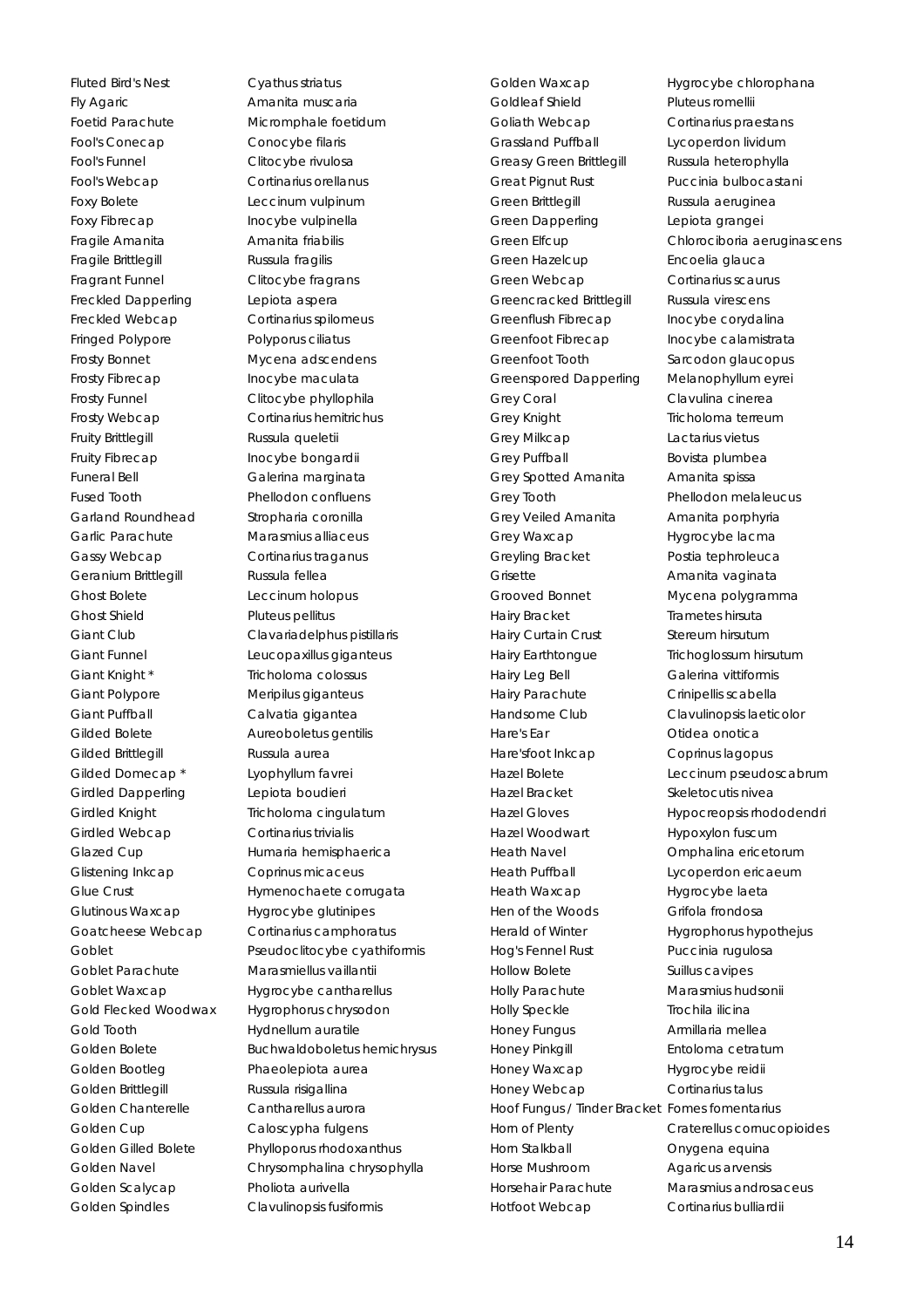| Common name | Scientific name |
| --- | --- |
| Fluted Bird's Nest | Cyathus striatus |
| Fly Agaric | Amanita muscaria |
| Foetid Parachute | Micromphale foetidum |
| Fool's Conecap | Conocybe filaris |
| Fool's Funnel | Clitocybe rivulosa |
| Fool's Webcap | Cortinarius orellanus |
| Foxy Bolete | Leccinum vulpinum |
| Foxy Fibrecap | Inocybe vulpinella |
| Fragile Amanita | Amanita friabilis |
| Fragile Brittlegill | Russula fragilis |
| Fragrant Funnel | Clitocybe fragrans |
| Freckled Dapperling | Lepiota aspera |
| Freckled Webcap | Cortinarius spilomeus |
| Fringed Polypore | Polyporus ciliatus |
| Frosty Bonnet | Mycena adscendens |
| Frosty Fibrecap | Inocybe maculata |
| Frosty Funnel | Clitocybe phyllophila |
| Frosty Webcap | Cortinarius hemitrichus |
| Fruity Brittlegill | Russula queletii |
| Fruity Fibrecap | Inocybe bongardii |
| Funeral Bell | Galerina marginata |
| Fused Tooth | Phellodon confluens |
| Garland Roundhead | Stropharia coronilla |
| Garlic Parachute | Marasmius alliaceus |
| Gassy Webcap | Cortinarius traganus |
| Geranium Brittlegill | Russula fellea |
| Ghost Bolete | Leccinum holopus |
| Ghost Shield | Pluteus pellitus |
| Giant Club | Clavariadelphus pistillaris |
| Giant Funnel | Leucopaxillus giganteus |
| Giant Knight * | Tricholoma colossus |
| Giant Polypore | Meripilus giganteus |
| Giant Puffball | Calvatia gigantea |
| Gilded Bolete | Aureoboletus gentilis |
| Gilded Brittlegill | Russula aurea |
| Gilded Domecap * | Lyophyllum favrei |
| Girdled Dapperling | Lepiota boudieri |
| Girdled Knight | Tricholoma cingulatum |
| Girdled Webcap | Cortinarius trivialis |
| Glazed Cup | Humaria hemisphaerica |
| Glistening Inkcap | Coprinus micaceus |
| Glue Crust | Hymenochaete corrugata |
| Glutinous Waxcap | Hygrocybe glutinipes |
| Goatcheese Webcap | Cortinarius camphoratus |
| Goblet | Pseudoclitocybe cyathiformis |
| Goblet Parachute | Marasmiellus vaillantii |
| Goblet Waxcap | Hygrocybe cantharellus |
| Gold Flecked Woodwax | Hygrophorus chrysodon |
| Gold Tooth | Hydnellum auratile |
| Golden Bolete | Buchwaldoboletus hemichrysus |
| Golden Bootleg | Phaeolepiota aurea |
| Golden Brittlegill | Russula risigallina |
| Golden Chanterelle | Cantharellus aurora |
| Golden Cup | Caloscypha fulgens |
| Golden Gilled Bolete | Phylloporus rhodoxanthus |
| Golden Navel | Chrysomphalina chrysophylla |
| Golden Scalycap | Pholiota aurivella |
| Golden Spindles | Clavulinopsis fusiformis |
| Golden Waxcap | Hygrocybe chlorophana |
| Goldleaf Shield | Pluteus romellii |
| Goliath Webcap | Cortinarius praestans |
| Grassland Puffball | Lycoperdon lividum |
| Greasy Green Brittlegill | Russula heterophylla |
| Great Pignut Rust | Puccinia bulbocastani |
| Green Brittlegill | Russula aeruginea |
| Green Dapperling | Lepiota grangei |
| Green Elfcup | Chlorociboria aeruginascens |
| Green Hazelcup | Encoelia glauca |
| Green Webcap | Cortinarius scaurus |
| Greencracked Brittlegill | Russula virescens |
| Greenflush Fibrecap | Inocybe corydalina |
| Greenfoot Fibrecap | Inocybe calamistrata |
| Greenfoot Tooth | Sarcodon glaucopus |
| Greenspored Dapperling | Melanophyllum eyrei |
| Grey Coral | Clavulina cinerea |
| Grey Knight | Tricholoma terreum |
| Grey Milkcap | Lactarius vietus |
| Grey Puffball | Bovista plumbea |
| Grey Spotted Amanita | Amanita spissa |
| Grey Tooth | Phellodon melaleucus |
| Grey Veiled Amanita | Amanita porphyria |
| Grey Waxcap | Hygrocybe lacma |
| Greyling Bracket | Postia tephroleuca |
| Grisette | Amanita vaginata |
| Grooved Bonnet | Mycena polygramma |
| Hairy Bracket | Trametes hirsuta |
| Hairy Curtain Crust | Stereum hirsutum |
| Hairy Earthtongue | Trichoglossum hirsutum |
| Hairy Leg Bell | Galerina vittiformis |
| Hairy Parachute | Crinipellis scabella |
| Handsome Club | Clavulinopsis laeticolor |
| Hare's Ear | Otidea onotica |
| Hare'sfoot Inkcap | Coprinus lagopus |
| Hazel Bolete | Leccinum pseudoscabrum |
| Hazel Bracket | Skeletocutis nivea |
| Hazel Gloves | Hypocreopsis rhododendri |
| Hazel Woodwart | Hypoxylon fuscum |
| Heath Navel | Omphalina ericetorum |
| Heath Puffball | Lycoperdon ericaeum |
| Heath Waxcap | Hygrocybe laeta |
| Hen of the Woods | Grifola frondosa |
| Herald of Winter | Hygrophorus hypothejus |
| Hog's Fennel Rust | Puccinia rugulosa |
| Hollow Bolete | Suillus cavipes |
| Holly Parachute | Marasmius hudsonii |
| Holly Speckle | Trochila ilicina |
| Honey Fungus | Armillaria mellea |
| Honey Pinkgill | Entoloma cetratum |
| Honey Waxcap | Hygrocybe reidii |
| Honey Webcap | Cortinarius talus |
| Hoof Fungus / Tinder Bracket | Fomes fomentarius |
| Horn of Plenty | Craterellus cornucopioides |
| Horn Stalkball | Onygena equina |
| Horse Mushroom | Agaricus arvensis |
| Horsehair Parachute | Marasmius androsaceus |
| Hotfoot Webcap | Cortinarius bulliardii |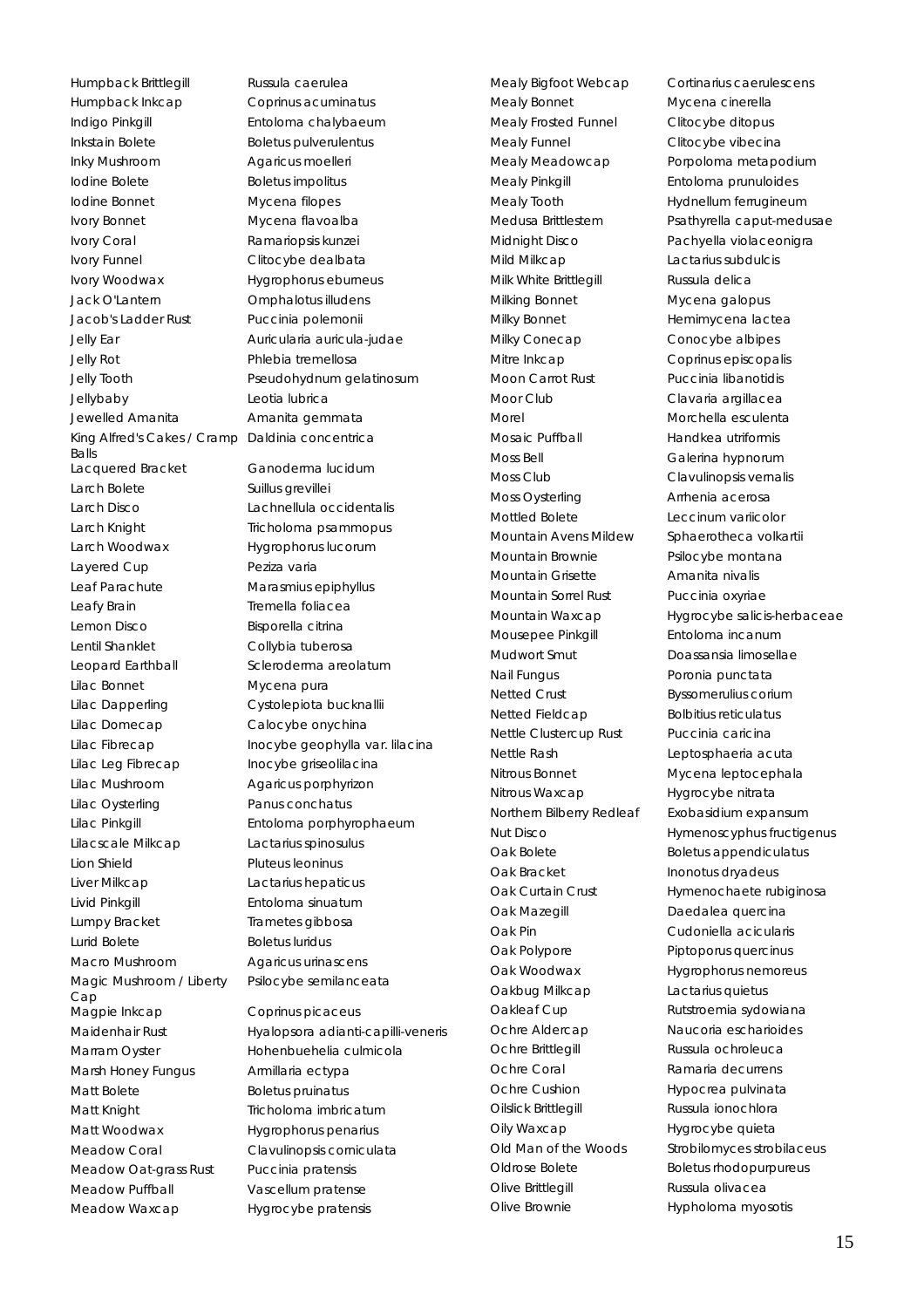| Common name | Scientific name |
|---|---|
| Humpback Brittlegill | Russula caerulea |
| Humpback Inkcap | Coprinus acuminatus |
| Indigo Pinkgill | Entoloma chalybaeum |
| Inkstain Bolete | Boletus pulverulentus |
| Inky Mushroom | Agaricus moelleri |
| Iodine Bolete | Boletus impolitus |
| Iodine Bonnet | Mycena filopes |
| Ivory Bonnet | Mycena flavoalba |
| Ivory Coral | Ramariopsis kunzei |
| Ivory Funnel | Clitocybe dealbata |
| Ivory Woodwax | Hygrophorus eburneus |
| Jack O'Lantern | Omphalotus illudens |
| Jacob's Ladder Rust | Puccinia polemonii |
| Jelly Ear | Auricularia auricula-judae |
| Jelly Rot | Phlebia tremellosa |
| Jelly Tooth | Pseudohydnum gelatinosum |
| Jellybaby | Leotia lubrica |
| Jewelled Amanita | Amanita gemmata |
| King Alfred's Cakes / Cramp Balls | Daldinia concentrica |
| Lacquered Bracket | Ganoderma lucidum |
| Larch Bolete | Suillus grevillei |
| Larch Disco | Lachnellula occidentalis |
| Larch Knight | Tricholoma psammopus |
| Larch Woodwax | Hygrophorus lucorum |
| Layered Cup | Peziza varia |
| Leaf Parachute | Marasmius epiphyllus |
| Leafy Brain | Tremella foliacea |
| Lemon Disco | Bisporella citrina |
| Lentil Shanklet | Collybia tuberosa |
| Leopard Earthball | Scleroderma areolatum |
| Lilac Bonnet | Mycena pura |
| Lilac Dapperling | Cystolepiota bucknallii |
| Lilac Domecap | Calocybe onychina |
| Lilac Fibrecap | Inocybe geophylla var. lilacina |
| Lilac Leg Fibrecap | Inocybe griseolilacina |
| Lilac Mushroom | Agaricus porphyrizon |
| Lilac Oysterling | Panus conchatus |
| Lilac Pinkgill | Entoloma porphyrophaeum |
| Lilacscale Milkcap | Lactarius spinosulus |
| Lion Shield | Pluteus leoninus |
| Liver Milkcap | Lactarius hepaticus |
| Livid Pinkgill | Entoloma sinuatum |
| Lumpy Bracket | Trametes gibbosa |
| Lurid Bolete | Boletus luridus |
| Macro Mushroom | Agaricus urinascens |
| Magic Mushroom / Liberty Cap | Psilocybe semilanceata |
| Magpie Inkcap | Coprinus picaceus |
| Maidenhair Rust | Hyalopsora adianti-capilli-veneris |
| Marram Oyster | Hohenbuehelia culmicola |
| Marsh Honey Fungus | Armillaria ectypa |
| Matt Bolete | Boletus pruinatus |
| Matt Knight | Tricholoma imbricatum |
| Matt Woodwax | Hygrophorus penarius |
| Meadow Coral | Clavulinopsis corniculata |
| Meadow Oat-grass Rust | Puccinia pratensis |
| Meadow Puffball | Vascellum pratense |
| Meadow Waxcap | Hygrocybe pratensis |
| Mealy Bigfoot Webcap | Cortinarius caerulescens |
| Mealy Bonnet | Mycena cinerella |
| Mealy Frosted Funnel | Clitocybe ditopus |
| Mealy Funnel | Clitocybe vibecina |
| Mealy Meadowcap | Porpoloma metapodium |
| Mealy Pinkgill | Entoloma prunuloides |
| Mealy Tooth | Hydnellum ferrugineum |
| Medusa Brittlestem | Psathyrella caput-medusae |
| Midnight Disco | Pachyella violaceonigra |
| Mild Milkcap | Lactarius subdulcis |
| Milk White Brittlegill | Russula delica |
| Milking Bonnet | Mycena galopus |
| Milky Bonnet | Hemimycena lactea |
| Milky Conecap | Conocybe albipes |
| Mitre Inkcap | Coprinus episcopalis |
| Moon Carrot Rust | Puccinia libanotidis |
| Moor Club | Clavaria argillacea |
| Morel | Morchella esculenta |
| Mosaic Puffball | Handkea utriformis |
| Moss Bell | Galerina hypnorum |
| Moss Club | Clavulinopsis vernalis |
| Moss Oysterling | Arrhenia acerosa |
| Mottled Bolete | Leccinum variicolor |
| Mountain Avens Mildew | Sphaerotheca volkartii |
| Mountain Brownie | Psilocybe montana |
| Mountain Grisette | Amanita nivalis |
| Mountain Sorrel Rust | Puccinia oxyriae |
| Mountain Waxcap | Hygrocybe salicis-herbaceae |
| Mousepee Pinkgill | Entoloma incanum |
| Mudwort Smut | Doassansia limosellae |
| Nail Fungus | Poronia punctata |
| Netted Crust | Byssomerulius corium |
| Netted Fieldcap | Bolbitius reticulatus |
| Nettle Clustercup Rust | Puccinia caricina |
| Nettle Rash | Leptosphaeria acuta |
| Nitrous Bonnet | Mycena leptocephala |
| Nitrous Waxcap | Hygrocybe nitrata |
| Northern Bilberry Redleaf | Exobasidium expansum |
| Nut Disco | Hymenoscyphus fructigenus |
| Oak Bolete | Boletus appendiculatus |
| Oak Bracket | Inonotus dryadeus |
| Oak Curtain Crust | Hymenochaete rubiginosa |
| Oak Mazegill | Daedalea quercina |
| Oak Pin | Cudoniella acicularis |
| Oak Polypore | Piptoporus quercinus |
| Oak Woodwax | Hygrophorus nemoreus |
| Oakbug Milkcap | Lactarius quietus |
| Oakleaf Cup | Rutstroemia sydowiana |
| Ochre Aldercap | Naucoria escharioides |
| Ochre Brittlegill | Russula ochroleuca |
| Ochre Coral | Ramaria decurrens |
| Ochre Cushion | Hypocrea pulvinata |
| Oilslick Brittlegill | Russula ionochlora |
| Oily Waxcap | Hygrocybe quieta |
| Old Man of the Woods | Strobilomyces strobilaceus |
| Oldrose Bolete | Boletus rhodopurpureus |
| Olive Brittlegill | Russula olivacea |
| Olive Brownie | Hypholoma myosotis |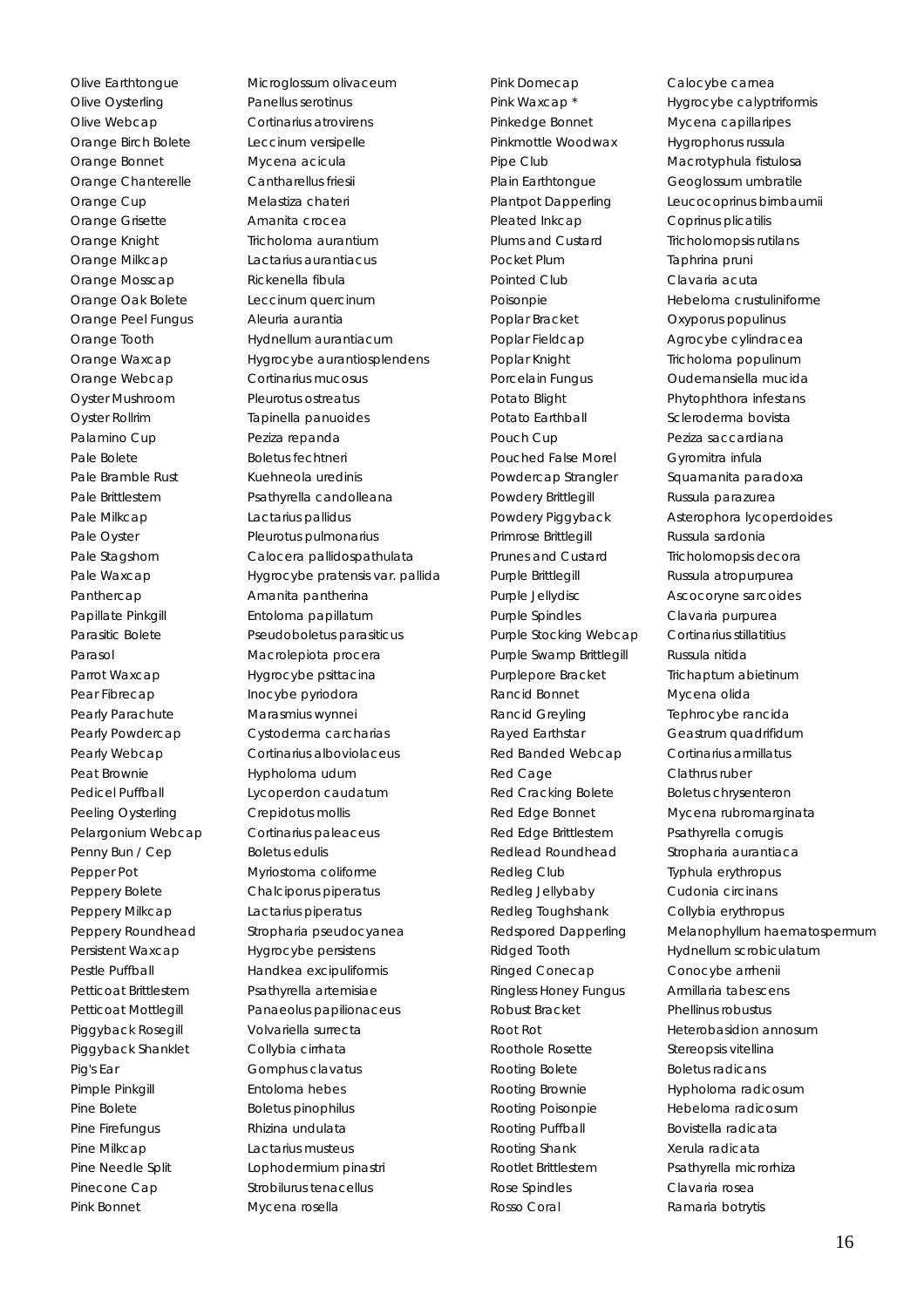| Common name | Scientific name |
|---|---|
| Olive Earthtongue | Microglossum olivaceum |
| Olive Oysterling | Panellus serotinus |
| Olive Webcap | Cortinarius atrovirens |
| Orange Birch Bolete | Leccinum versipelle |
| Orange Bonnet | Mycena acicula |
| Orange Chanterelle | Cantharellus friesii |
| Orange Cup | Melastiza chateri |
| Orange Grisette | Amanita crocea |
| Orange Knight | Tricholoma aurantium |
| Orange Milkcap | Lactarius aurantiacus |
| Orange Mosscap | Rickenella fibula |
| Orange Oak Bolete | Leccinum quercinum |
| Orange Peel Fungus | Aleuria aurantia |
| Orange Tooth | Hydnellum aurantiacum |
| Orange Waxcap | Hygrocybe aurantiosplendens |
| Orange Webcap | Cortinarius mucosus |
| Oyster Mushroom | Pleurotus ostreatus |
| Oyster Rollrim | Tapinella panuoides |
| Palamino Cup | Peziza repanda |
| Pale Bolete | Boletus fechtneri |
| Pale Bramble Rust | Kuehneola uredinis |
| Pale Brittlestem | Psathyrella candolleana |
| Pale Milkcap | Lactarius pallidus |
| Pale Oyster | Pleurotus pulmonarius |
| Pale Stagshorn | Calocera pallidospathulata |
| Pale Waxcap | Hygrocybe pratensis var. pallida |
| Panthercap | Amanita pantherina |
| Papillate Pinkgill | Entoloma papillatum |
| Parasitic Bolete | Pseudoboletus parasiticus |
| Parasol | Macrolepiota procera |
| Parrot Waxcap | Hygrocybe psittacina |
| Pear Fibrecap | Inocybe pyriodora |
| Pearly Parachute | Marasmius wynnei |
| Pearly Powdercap | Cystoderma carcharias |
| Pearly Webcap | Cortinarius alboviolaceus |
| Peat Brownie | Hypholoma udum |
| Pedicel Puffball | Lycoperdon caudatum |
| Peeling Oysterling | Crepidotus mollis |
| Pelargonium Webcap | Cortinarius paleaceus |
| Penny Bun / Cep | Boletus edulis |
| Pepper Pot | Myriostoma coliforme |
| Peppery Bolete | Chalciporus piperatus |
| Peppery Milkcap | Lactarius piperatus |
| Peppery Roundhead | Stropharia pseudocyanea |
| Persistent Waxcap | Hygrocybe persistens |
| Pestle Puffball | Handkea excipuliformis |
| Petticoat Brittlestem | Psathyrella artemisiae |
| Petticoat Mottlegill | Panaeolus papilionaceus |
| Piggyback Rosegill | Volvariella surrecta |
| Piggyback Shanklet | Collybia cirrhata |
| Pig's Ear | Gomphus clavatus |
| Pimple Pinkgill | Entoloma hebes |
| Pine Bolete | Boletus pinophilus |
| Pine Firefungus | Rhizina undulata |
| Pine Milkcap | Lactarius musteus |
| Pine Needle Split | Lophodermium pinastri |
| Pinecone Cap | Strobilurus tenacellus |
| Pink Bonnet | Mycena rosella |
| Pink Domecap | Calocybe carnea |
| Pink Waxcap * | Hygrocybe calyptriformis |
| Pinkedge Bonnet | Mycena capillaripes |
| Pinkmottle Woodwax | Hygrophorus russula |
| Pipe Club | Macrotyphula fistulosa |
| Plain Earthtongue | Geoglossum umbratile |
| Plantpot Dapperling | Leucocoprinus birnbaumii |
| Pleated Inkcap | Coprinus plicatilis |
| Plums and Custard | Tricholomopsis rutilans |
| Pocket Plum | Taphrina pruni |
| Pointed Club | Clavaria acuta |
| Poisonpie | Hebeloma crustuliniforme |
| Poplar Bracket | Oxyporus populinus |
| Poplar Fieldcap | Agrocybe cylindracea |
| Poplar Knight | Tricholoma populinum |
| Porcelain Fungus | Oudemansiella mucida |
| Potato Blight | Phytophthora infestans |
| Potato Earthball | Scleroderma bovista |
| Pouch Cup | Peziza saccardiana |
| Pouched False Morel | Gyromitra infula |
| Powdercap Strangler | Squamanita paradoxa |
| Powdery Brittlegill | Russula parazurea |
| Powdery Piggyback | Asterophora lycoperdoides |
| Primrose Brittlegill | Russula sardonia |
| Prunes and Custard | Tricholomopsis decora |
| Purple Brittlegill | Russula atropurpurea |
| Purple Jellydisc | Ascocoryne sarcoides |
| Purple Spindles | Clavaria purpurea |
| Purple Stocking Webcap | Cortinarius stillatitius |
| Purple Swamp Brittlegill | Russula nitida |
| Purplepore Bracket | Trichaptum abietinum |
| Rancid Bonnet | Mycena olida |
| Rancid Greyling | Tephrocybe rancida |
| Rayed Earthstar | Geastrum quadrifidum |
| Red Banded Webcap | Cortinarius armillatus |
| Red Cage | Clathrus ruber |
| Red Cracking Bolete | Boletus chrysenteron |
| Red Edge Bonnet | Mycena rubromarginata |
| Red Edge Brittlestem | Psathyrella corrugis |
| Redlead Roundhead | Stropharia aurantiaca |
| Redleg Club | Typhula erythropus |
| Redleg Jellybaby | Cudonia circinans |
| Redleg Toughshank | Collybia erythropus |
| Redspored Dapperling | Melanophyllum haematospermum |
| Ridged Tooth | Hydnellum scrobiculatum |
| Ringed Conecap | Conocybe arrhenii |
| Ringless Honey Fungus | Armillaria tabescens |
| Robust Bracket | Phellinus robustus |
| Root Rot | Heterobasidion annosum |
| Roothole Rosette | Stereopsis vitellina |
| Rooting Bolete | Boletus radicans |
| Rooting Brownie | Hypholoma radicosum |
| Rooting Poisonpie | Hebeloma radicosum |
| Rooting Puffball | Bovistella radicata |
| Rooting Shank | Xerula radicata |
| Rootlet Brittlestem | Psathyrella microrhiza |
| Rose Spindles | Clavaria rosea |
| Rosso Coral | Ramaria botrytis |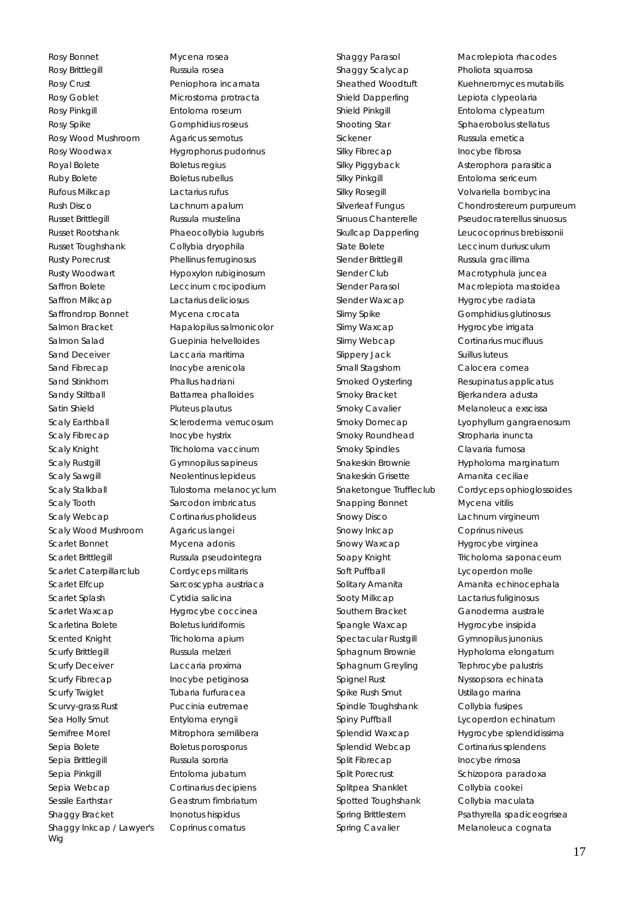| | |
|---|---|
| Rosy Bonnet | Mycena rosea |
| Rosy Brittlegill | Russula rosea |
| Rosy Crust | Peniophora incarnata |
| Rosy Goblet | Microstoma protracta |
| Rosy Pinkgill | Entoloma roseum |
| Rosy Spike | Gomphidius roseus |
| Rosy Wood Mushroom | Agaricus semotus |
| Rosy Woodwax | Hygrophorus pudorinus |
| Royal Bolete | Boletus regius |
| Ruby Bolete | Boletus rubellus |
| Rufous Milkcap | Lactarius rufus |
| Rush Disco | Lachnum apalum |
| Russet Brittlegill | Russula mustelina |
| Russet Rootshank | Phaeocollybia lugubris |
| Russet Toughshank | Collybia dryophila |
| Rusty Porecrust | Phellinus ferruginosus |
| Rusty Woodwart | Hypoxylon rubiginosum |
| Saffron Bolete | Leccinum crocipodium |
| Saffron Milkcap | Lactarius deliciosus |
| Saffrondrop Bonnet | Mycena crocata |
| Salmon Bracket | Hapalopilus salmonicolor |
| Salmon Salad | Guepinia helvelloides |
| Sand Deceiver | Laccaria maritima |
| Sand Fibrecap | Inocybe arenicola |
| Sand Stinkhorn | Phallus hadriani |
| Sandy Stiltball | Battarrea phalloides |
| Satin Shield | Pluteus plautus |
| Scaly Earthball | Scleroderma verrucosum |
| Scaly Fibrecap | Inocybe hystrix |
| Scaly Knight | Tricholoma vaccinum |
| Scaly Rustgill | Gymnopilus sapineus |
| Scaly Sawgill | Neolentinus lepideus |
| Scaly Stalkball | Tulostoma melanocyclum |
| Scaly Tooth | Sarcodon imbricatus |
| Scaly Webcap | Cortinarius pholideus |
| Scaly Wood Mushroom | Agaricus langei |
| Scarlet Bonnet | Mycena adonis |
| Scarlet Brittlegill | Russula pseudointegra |
| Scarlet Caterpillarclub | Cordyceps militaris |
| Scarlet Elfcup | Sarcoscypha austriaca |
| Scarlet Splash | Cytidia salicina |
| Scarlet Waxcap | Hygrocybe coccinea |
| Scarletina Bolete | Boletus luridiformis |
| Scented Knight | Tricholoma apium |
| Scurfy Brittlegill | Russula melzeri |
| Scurfy Deceiver | Laccaria proxima |
| Scurfy Fibrecap | Inocybe petiginosa |
| Scurfy Twiglet | Tubaria furfuracea |
| Scurvy-grass Rust | Puccinia eutremae |
| Sea Holly Smut | Entyloma eryngii |
| Semifree Morel | Mitrophora semilibera |
| Sepia Bolete | Boletus porosporus |
| Sepia Brittlegill | Russula sororia |
| Sepia Pinkgill | Entoloma jubatum |
| Sepia Webcap | Cortinarius decipiens |
| Sessile Earthstar | Geastrum fimbriatum |
| Shaggy Bracket | Inonotus hispidus |
| Shaggy Inkcap / Lawyer's Wig | Coprinus comatus |
| Shaggy Parasol | Macrolepiota rhacodes |
| Shaggy Scalycap | Pholiota squarrosa |
| Sheathed Woodtuft | Kuehneromyces mutabilis |
| Shield Dapperling | Lepiota clypeolaria |
| Shield Pinkgill | Entoloma clypeatum |
| Shooting Star | Sphaerobolus stellatus |
| Sickener | Russula emetica |
| Silky Fibrecap | Inocybe fibrosa |
| Silky Piggyback | Asterophora parasitica |
| Silky Pinkgill | Entoloma sericeum |
| Silky Rosegill | Volvariella bombycina |
| Silverleaf Fungus | Chondrostereum purpureum |
| Sinuous Chanterelle | Pseudocraterellus sinuosus |
| Skullcap Dapperling | Leucocoprinus brebissonii |
| Slate Bolete | Leccinum duriusculum |
| Slender Brittlegill | Russula gracillima |
| Slender Club | Macrotyphula juncea |
| Slender Parasol | Macrolepiota mastoidea |
| Slender Waxcap | Hygrocybe radiata |
| Slimy Spike | Gomphidius glutinosus |
| Slimy Waxcap | Hygrocybe irrigata |
| Slimy Webcap | Cortinarius mucifluus |
| Slippery Jack | Suillus luteus |
| Small Stagshorn | Calocera cornea |
| Smoked Oysterling | Resupinatus applicatus |
| Smoky Bracket | Bjerkandera adusta |
| Smoky Cavalier | Melanoleuca exscissa |
| Smoky Domecap | Lyophyllum gangraenosum |
| Smoky Roundhead | Stropharia inuncta |
| Smoky Spindles | Clavaria fumosa |
| Snakeskin Brownie | Hypholoma marginatum |
| Snakeskin Grisette | Amanita ceciliae |
| Snaketongue Truffleclub | Cordyceps ophioglossoides |
| Snapping Bonnet | Mycena vitilis |
| Snowy Disco | Lachnum virgineum |
| Snowy Inkcap | Coprinus niveus |
| Snowy Waxcap | Hygrocybe virginea |
| Soapy Knight | Tricholoma saponaceum |
| Soft Puffball | Lycoperdon molle |
| Solitary Amanita | Amanita echinocephala |
| Sooty Milkcap | Lactarius fuliginosus |
| Southern Bracket | Ganoderma australe |
| Spangle Waxcap | Hygrocybe insipida |
| Spectacular Rustgill | Gymnopilus junonius |
| Sphagnum Brownie | Hypholoma elongatum |
| Sphagnum Greyling | Tephrocybe palustris |
| Spignel Rust | Nyssopsora echinata |
| Spike Rush Smut | Ustilago marina |
| Spindle Toughshank | Collybia fusipes |
| Spiny Puffball | Lycoperdon echinatum |
| Splendid Waxcap | Hygrocybe splendidissima |
| Splendid Webcap | Cortinarius splendens |
| Split Fibrecap | Inocybe rimosa |
| Split Porecrust | Schizopora paradoxa |
| Splitpea Shanklet | Collybia cookei |
| Spotted Toughshank | Collybia maculata |
| Spring Brittlestem | Psathyrella spadiceogrisea |
| Spring Cavalier | Melanoleuca cognata |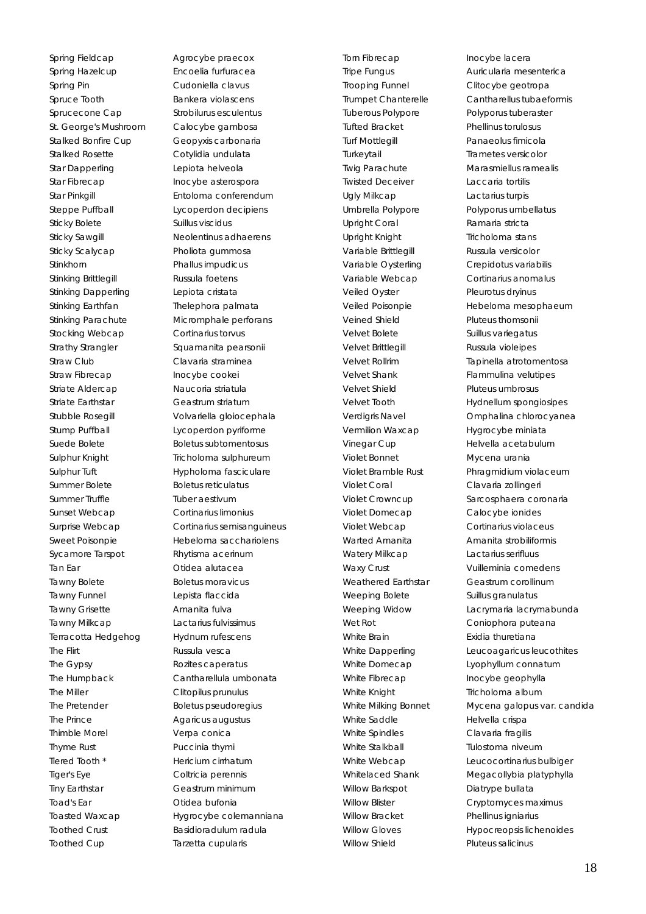| | |
|---|---|
| Spring Fieldcap | Agrocybe praecox |
| Spring Hazelcup | Encoelia furfuracea |
| Spring Pin | Cudoniella clavus |
| Spruce Tooth | Bankera violascens |
| Sprucecone Cap | Strobilurus esculentus |
| St. George's Mushroom | Calocybe gambosa |
| Stalked Bonfire Cup | Geopyxis carbonaria |
| Stalked Rosette | Cotylidia undulata |
| Star Dapperling | Lepiota helveola |
| Star Fibrecap | Inocybe asterospora |
| Star Pinkgill | Entoloma conferendum |
| Steppe Puffball | Lycoperdon decipiens |
| Sticky Bolete | Suillus viscidus |
| Sticky Sawgill | Neolentinus adhaerens |
| Sticky Scalycap | Pholiota gummosa |
| Stinkhorn | Phallus impudicus |
| Stinking Brittlegill | Russula foetens |
| Stinking Dapperling | Lepiota cristata |
| Stinking Earthfan | Thelephora palmata |
| Stinking Parachute | Micromphale perforans |
| Stocking Webcap | Cortinarius torvus |
| Strathy Strangler | Squamanita pearsonii |
| Straw Club | Clavaria straminea |
| Straw Fibrecap | Inocybe cookei |
| Striate Aldercap | Naucoria striatula |
| Striate Earthstar | Geastrum striatum |
| Stubble Rosegill | Volvariella gloiocephala |
| Stump Puffball | Lycoperdon pyriforme |
| Suede Bolete | Boletus subtomentosus |
| Sulphur Knight | Tricholoma sulphureum |
| Sulphur Tuft | Hypholoma fasciculare |
| Summer Bolete | Boletus reticulatus |
| Summer Truffle | Tuber aestivum |
| Sunset Webcap | Cortinarius limonius |
| Surprise Webcap | Cortinarius semisanguineus |
| Sweet Poisonpie | Hebeloma sacchariolens |
| Sycamore Tarspot | Rhytisma acerinum |
| Tan Ear | Otidea alutacea |
| Tawny Bolete | Boletus moravicus |
| Tawny Funnel | Lepista flaccida |
| Tawny Grisette | Amanita fulva |
| Tawny Milkcap | Lactarius fulvissimus |
| Terracotta Hedgehog | Hydnum rufescens |
| The Flirt | Russula vesca |
| The Gypsy | Rozites caperatus |
| The Humpback | Cantharellula umbonata |
| The Miller | Clitopilus prunulus |
| The Pretender | Boletus pseudoregius |
| The Prince | Agaricus augustus |
| Thimble Morel | Verpa conica |
| Thyme Rust | Puccinia thymi |
| Tiered Tooth * | Hericium cirrhatum |
| Tiger's Eye | Coltricia perennis |
| Tiny Earthstar | Geastrum minimum |
| Toad's Ear | Otidea bufonia |
| Toasted Waxcap | Hygrocybe colemanniana |
| Toothed Crust | Basidioradulum radula |
| Toothed Cup | Tarzetta cupularis |
| Torn Fibrecap | Inocybe lacera |
| Tripe Fungus | Auricularia mesenterica |
| Trooping Funnel | Clitocybe geotropa |
| Trumpet Chanterelle | Cantharellus tubaeformis |
| Tuberous Polypore | Polyporus tuberaster |
| Tufted Bracket | Phellinus torulosus |
| Turf Mottlegill | Panaeolus fimicola |
| Turkeytail | Trametes versicolor |
| Twig Parachute | Marasmiellus ramealis |
| Twisted Deceiver | Laccaria tortilis |
| Ugly Milkcap | Lactarius turpis |
| Umbrella Polypore | Polyporus umbellatus |
| Upright Coral | Ramaria stricta |
| Upright Knight | Tricholoma stans |
| Variable Brittlegill | Russula versicolor |
| Variable Oysterling | Crepidotus variabilis |
| Variable Webcap | Cortinarius anomalus |
| Veiled Oyster | Pleurotus dryinus |
| Veiled Poisonpie | Hebeloma mesophaeum |
| Veined Shield | Pluteus thomsonii |
| Velvet Bolete | Suillus variegatus |
| Velvet Brittlegill | Russula violeipes |
| Velvet Rollrim | Tapinella atrotomentosa |
| Velvet Shank | Flammulina velutipes |
| Velvet Shield | Pluteus umbrosus |
| Velvet Tooth | Hydnellum spongiosipes |
| Verdigris Navel | Omphalina chlorocyanea |
| Vermilion Waxcap | Hygrocybe miniata |
| Vinegar Cup | Helvella acetabulum |
| Violet Bonnet | Mycena urania |
| Violet Bramble Rust | Phragmidium violaceum |
| Violet Coral | Clavaria zollingeri |
| Violet Crowncup | Sarcosphaera coronaria |
| Violet Domecap | Calocybe ionides |
| Violet Webcap | Cortinarius violaceus |
| Warted Amanita | Amanita strobiliformis |
| Watery Milkcap | Lactarius serifluus |
| Waxy Crust | Vuilleminia comedens |
| Weathered Earthstar | Geastrum corollinum |
| Weeping Bolete | Suillus granulatus |
| Weeping Widow | Lacrymaria lacrymabunda |
| Wet Rot | Coniophora puteana |
| White Brain | Exidia thuretiana |
| White Dapperling | Leucoagaricus leucothites |
| White Domecap | Lyophyllum connatum |
| White Fibrecap | Inocybe geophylla |
| White Knight | Tricholoma album |
| White Milking Bonnet | Mycena galopus var. candida |
| White Saddle | Helvella crispa |
| White Spindles | Clavaria fragilis |
| White Stalkball | Tulostoma niveum |
| White Webcap | Leucocortinarius bulbiger |
| Whitelaced Shank | Megacollybia platyphylla |
| Willow Barkspot | Diatrype bullata |
| Willow Blister | Cryptomyces maximus |
| Willow Bracket | Phellinus igniarius |
| Willow Gloves | Hypocreopsis lichenoides |
| Willow Shield | Pluteus salicinus |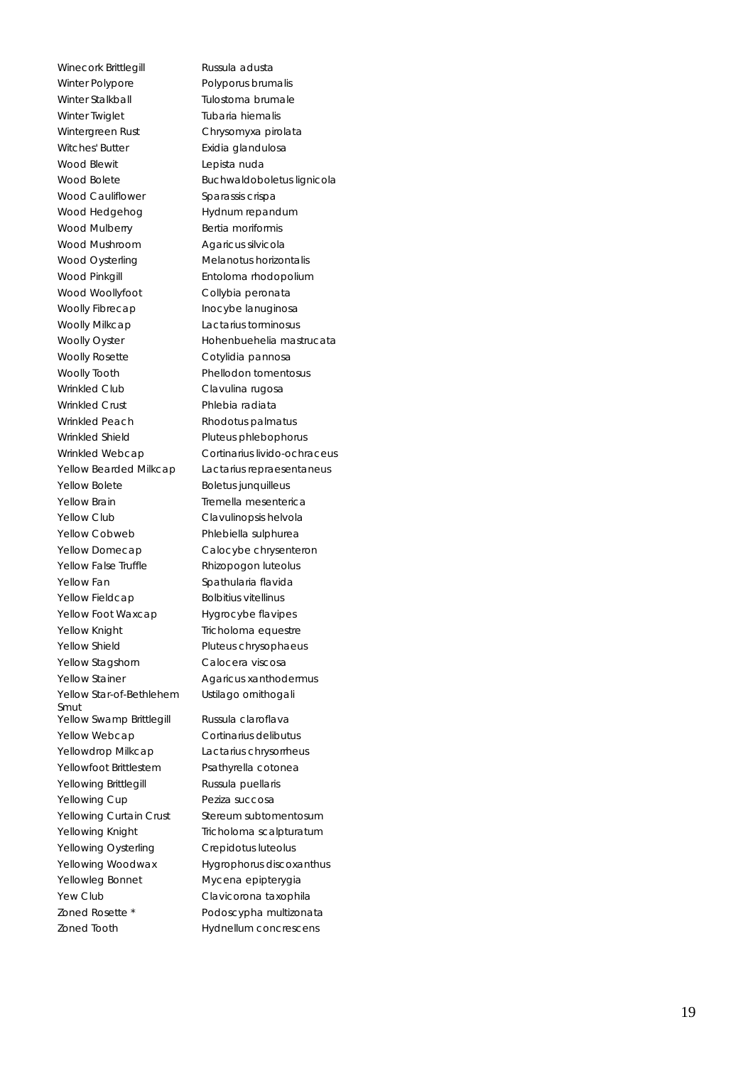| | |
|---|---|
| Winecork Brittlegill | Russula adusta |
| Winter Polypore | Polyporus brumalis |
| Winter Stalkball | Tulostoma brumale |
| Winter Twiglet | Tubaria hiemalis |
| Wintergreen Rust | Chrysomyxa pirolata |
| Witches' Butter | Exidia glandulosa |
| Wood Blewit | Lepista nuda |
| Wood Bolete | Buchwaldoboletus lignicola |
| Wood Cauliflower | Sparassis crispa |
| Wood Hedgehog | Hydnum repandum |
| Wood Mulberry | Bertia moriformis |
| Wood Mushroom | Agaricus silvicola |
| Wood Oysterling | Melanotus horizontalis |
| Wood Pinkgill | Entoloma rhodopolium |
| Wood Woollyfoot | Collybia peronata |
| Woolly Fibrecap | Inocybe lanuginosa |
| Woolly Milkcap | Lactarius torminosus |
| Woolly Oyster | Hohenbuehelia mastrucata |
| Woolly Rosette | Cotylidia pannosa |
| Woolly Tooth | Phellodon tomentosus |
| Wrinkled Club | Clavulina rugosa |
| Wrinkled Crust | Phlebia radiata |
| Wrinkled Peach | Rhodotus palmatus |
| Wrinkled Shield | Pluteus phlebophorus |
| Wrinkled Webcap | Cortinarius livido-ochraceus |
| Yellow Bearded Milkcap | Lactarius repraesentaneus |
| Yellow Bolete | Boletus junquilleus |
| Yellow Brain | Tremella mesenterica |
| Yellow Club | Clavulinopsis helvola |
| Yellow Cobweb | Phlebiella sulphurea |
| Yellow Domecap | Calocybe chrysenteron |
| Yellow False Truffle | Rhizopogon luteolus |
| Yellow Fan | Spathularia flavida |
| Yellow Fieldcap | Bolbitius vitellinus |
| Yellow Foot Waxcap | Hygrocybe flavipes |
| Yellow Knight | Tricholoma equestre |
| Yellow Shield | Pluteus chrysophaeus |
| Yellow Stagshorn | Calocera viscosa |
| Yellow Stainer | Agaricus xanthodermus |
| Yellow Star-of-Bethlehem Smut | Ustilago ornithogali |
| Yellow Swamp Brittlegill | Russula claroflava |
| Yellow Webcap | Cortinarius delibutus |
| Yellowdrop Milkcap | Lactarius chrysorrheus |
| Yellowfoot Brittlestem | Psathyrella cotonea |
| Yellowing Brittlegill | Russula puellaris |
| Yellowing Cup | Peziza succosa |
| Yellowing Curtain Crust | Stereum subtomentosum |
| Yellowing Knight | Tricholoma scalpturatum |
| Yellowing Oysterling | Crepidotus luteolus |
| Yellowing Woodwax | Hygrophorus discoxanthus |
| Yellowleg Bonnet | Mycena epipterygia |
| Yew Club | Clavicorona taxophila |
| Zoned Rosette * | Podoscypha multizonata |
| Zoned Tooth | Hydnellum concrescens |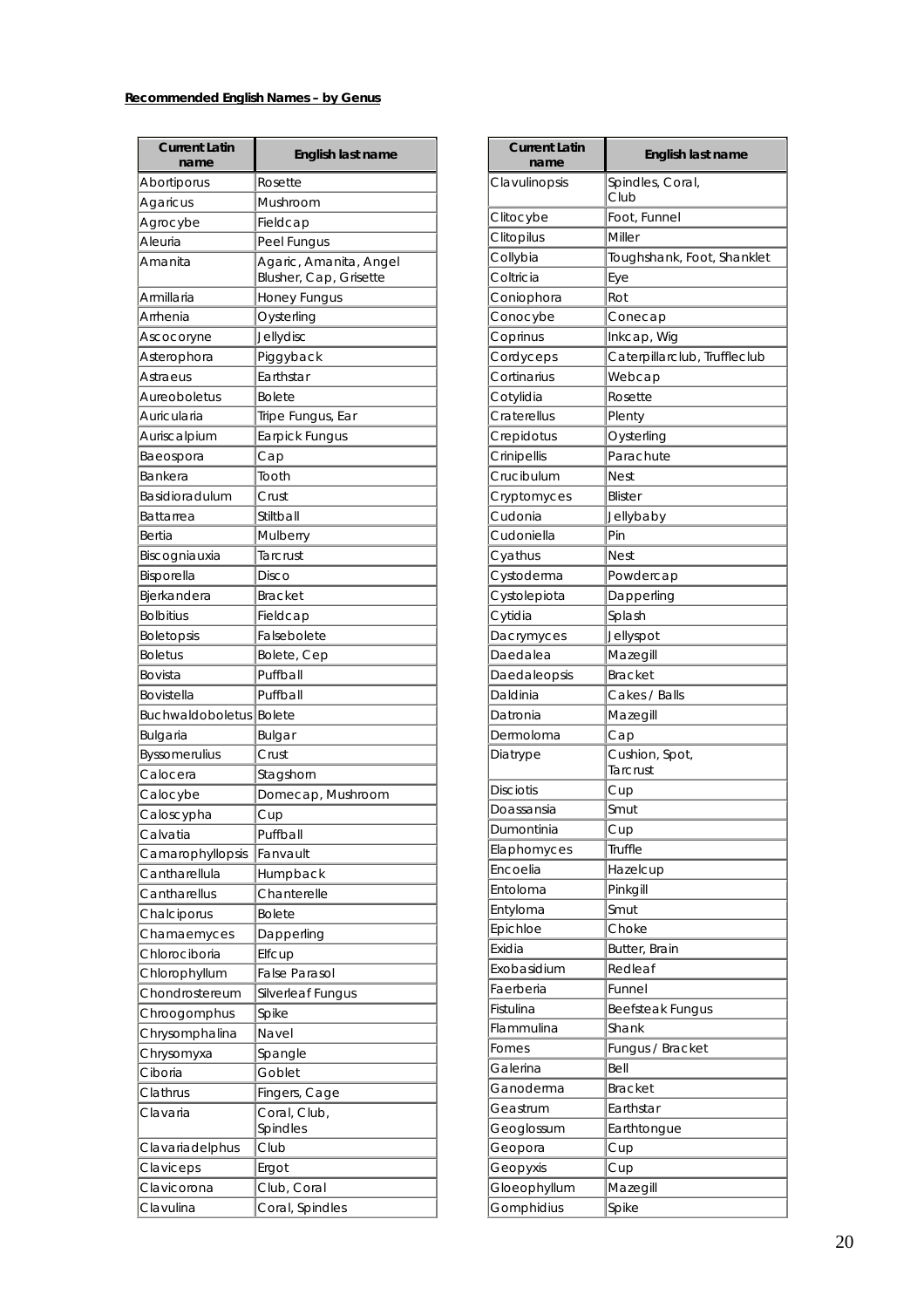**Recommended English Names – by Genus**

| Current Latin name | English last name |
|---|---|
| Abortiporus | Rosette |
| Agaricus | Mushroom |
| Agrocybe | Fieldcap |
| Aleuria | Peel Fungus |
| Amanita | Agaric, Amanita, Angel Blusher, Cap, Grisette |
| Armillaria | Honey Fungus |
| Arrhenia | Oysterling |
| Ascocoryne | Jellydisc |
| Asterophora | Piggyback |
| Astraeus | Earthstar |
| Aureoboletus | Bolete |
| Auricularia | Tripe Fungus, Ear |
| Auriscalpium | Earpick Fungus |
| Baeospora | Cap |
| Bankera | Tooth |
| Basidioradulum | Crust |
| Battarrea | Stiltball |
| Bertia | Mulberry |
| Biscogniauxia | Tarcrust |
| Bisporella | Disco |
| Bjerkandera | Bracket |
| Bolbitius | Fieldcap |
| Boletopsis | Falsebolete |
| Boletus | Bolete, Cep |
| Bovista | Puffball |
| Bovistella | Puffball |
| Buchwaldoboletus | Bolete |
| Bulgaria | Bulgar |
| Byssomerulius | Crust |
| Calocera | Stagshorn |
| Calocybe | Domecap, Mushroom |
| Caloscypha | Cup |
| Calvatia | Puffball |
| Camarophyllopsis | Fanvault |
| Cantharellula | Humpback |
| Cantharellus | Chanterelle |
| Chalciporus | Bolete |
| Chamaemyces | Dapperling |
| Chlorociboria | Elfcup |
| Chlorophyllum | False Parasol |
| Chondrostereum | Silverleaf Fungus |
| Chroogomphus | Spike |
| Chrysomphalina | Navel |
| Chrysomyxa | Spangle |
| Ciboria | Goblet |
| Clathrus | Fingers, Cage |
| Clavaria | Coral, Club, Spindles |
| Clavariadelphus | Club |
| Claviceps | Ergot |
| Clavicorona | Club, Coral |
| Clavulina | Coral, Spindles |
| Clavulinopsis | Spindles, Coral, Club |
| Clitocybe | Foot, Funnel |
| Clitopilus | Miller |
| Collybia | Toughshank, Foot, Shanklet |
| Coltricia | Eye |
| Coniophora | Rot |
| Conocybe | Conecap |
| Coprinus | Inkcap, Wig |
| Cordyceps | Caterpillarclub, Truffleclub |
| Cortinarius | Webcap |
| Cotylidia | Rosette |
| Craterellus | Plenty |
| Crepidotus | Oysterling |
| Crinipellis | Parachute |
| Crucibulum | Nest |
| Cryptomyces | Blister |
| Cudonia | Jellybaby |
| Cudoniella | Pin |
| Cyathus | Nest |
| Cystoderma | Powdercap |
| Cystolepiota | Dapperling |
| Cytidia | Splash |
| Dacrymyces | Jellyspot |
| Daedalea | Mazegill |
| Daedaleopsis | Bracket |
| Daldinia | Cakes / Balls |
| Datronia | Mazegill |
| Dermoloma | Cap |
| Diatrype | Cushion, Spot, Tarcrust |
| Disciotis | Cup |
| Doassansia | Smut |
| Dumontinia | Cup |
| Elaphomyces | Truffle |
| Encoelia | Hazelcup |
| Entoloma | Pinkgill |
| Entyloma | Smut |
| Epichloe | Choke |
| Exidia | Butter, Brain |
| Exobasidium | Redleaf |
| Faerberia | Funnel |
| Fistulina | Beefsteak Fungus |
| Flammulina | Shank |
| Fomes | Fungus / Bracket |
| Galerina | Bell |
| Ganoderma | Bracket |
| Geastrum | Earthstar |
| Geoglossum | Earthtongue |
| Geopora | Cup |
| Geopyxis | Cup |
| Gloeophyllum | Mazegill |
| Gomphidius | Spike |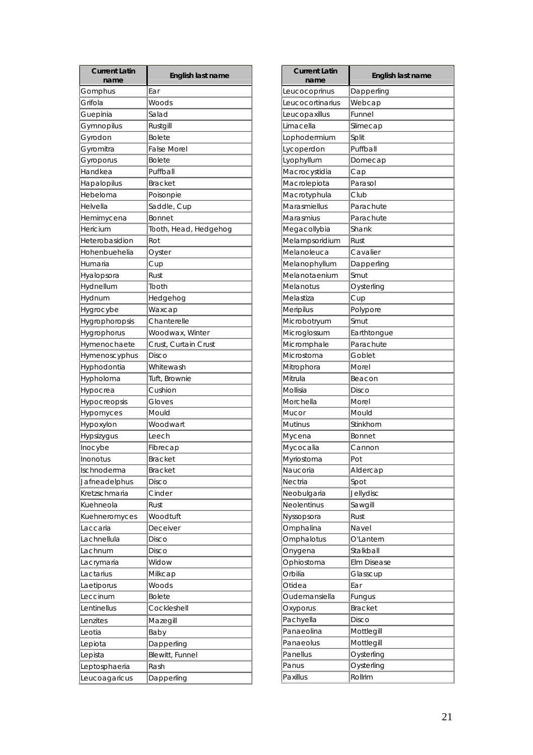| Current Latin name | English last name |
|---|---|
| Gomphus | Ear |
| Grifola | Woods |
| Guepinia | Salad |
| Gymnopilus | Rustgill |
| Gyrodon | Bolete |
| Gyromitra | False Morel |
| Gyroporus | Bolete |
| Handkea | Puffball |
| Hapalopilus | Bracket |
| Hebeloma | Poisonpie |
| Helvella | Saddle, Cup |
| Hemimycena | Bonnet |
| Hericium | Tooth, Head, Hedgehog |
| Heterobasidion | Rot |
| Hohenbuehelia | Oyster |
| Humaria | Cup |
| Hyalopsora | Rust |
| Hydnellum | Tooth |
| Hydnum | Hedgehog |
| Hygrocybe | Waxcap |
| Hygrophoropsis | Chanterelle |
| Hygrophorus | Woodwax, Winter |
| Hymenochaete | Crust, Curtain Crust |
| Hymenoscyphus | Disco |
| Hyphodontia | Whitewash |
| Hypholoma | Tuft, Brownie |
| Hypocrea | Cushion |
| Hypocreopsis | Gloves |
| Hypomyces | Mould |
| Hypoxylon | Woodwart |
| Hypsizygus | Leech |
| Inocybe | Fibrecap |
| Inonotus | Bracket |
| Ischnoderma | Bracket |
| Jafneadelphus | Disco |
| Kretzschmaria | Cinder |
| Kuehneola | Rust |
| Kuehneromyces | Woodtuft |
| Laccaria | Deceiver |
| Lachnellula | Disco |
| Lachnum | Disco |
| Lacrymaria | Widow |
| Lactarius | Milkcap |
| Laetiporus | Woods |
| Leccinum | Bolete |
| Lentinellus | Cockleshell |
| Lenzites | Mazegill |
| Leotia | Baby |
| Lepiota | Dapperling |
| Lepista | Blewitt, Funnel |
| Leptosphaeria | Rash |
| Leucoagaricus | Dapperling |

| Current Latin name | English last name |
|---|---|
| Leucocoprinus | Dapperling |
| Leucocortinarius | Webcap |
| Leucopaxillus | Funnel |
| Limacella | Slimecap |
| Lophodermium | Split |
| Lycoperdon | Puffball |
| Lyophyllum | Domecap |
| Macrocystidia | Cap |
| Macrolepiota | Parasol |
| Macrotyphula | Club |
| Marasmiellus | Parachute |
| Marasmius | Parachute |
| Megacollybia | Shank |
| Melampsoridium | Rust |
| Melanoleuca | Cavalier |
| Melanophyllum | Dapperling |
| Melanotaenium | Smut |
| Melanotus | Oysterling |
| Melastiza | Cup |
| Meripilus | Polypore |
| Microbotryum | Smut |
| Microglossum | Earthtongue |
| Micromphale | Parachute |
| Microstoma | Goblet |
| Mitrophora | Morel |
| Mitrula | Beacon |
| Mollisia | Disco |
| Morchella | Morel |
| Mucor | Mould |
| Mutinus | Stinkhorn |
| Mycena | Bonnet |
| Mycocalia | Cannon |
| Myriostoma | Pot |
| Naucoria | Aldercap |
| Nectria | Spot |
| Neobulgaria | Jellydisc |
| Neolentinus | Sawgill |
| Nyssopsora | Rust |
| Omphalina | Navel |
| Omphalotus | O'Lantern |
| Onygena | Stalkball |
| Ophiostoma | Elm Disease |
| Orbilia | Glasscup |
| Otidea | Ear |
| Oudemansiella | Fungus |
| Oxyporus | Bracket |
| Pachyella | Disco |
| Panaeolina | Mottlegill |
| Panaeolus | Mottlegill |
| Panellus | Oysterling |
| Panus | Oysterling |
| Paxillus | Rollrim |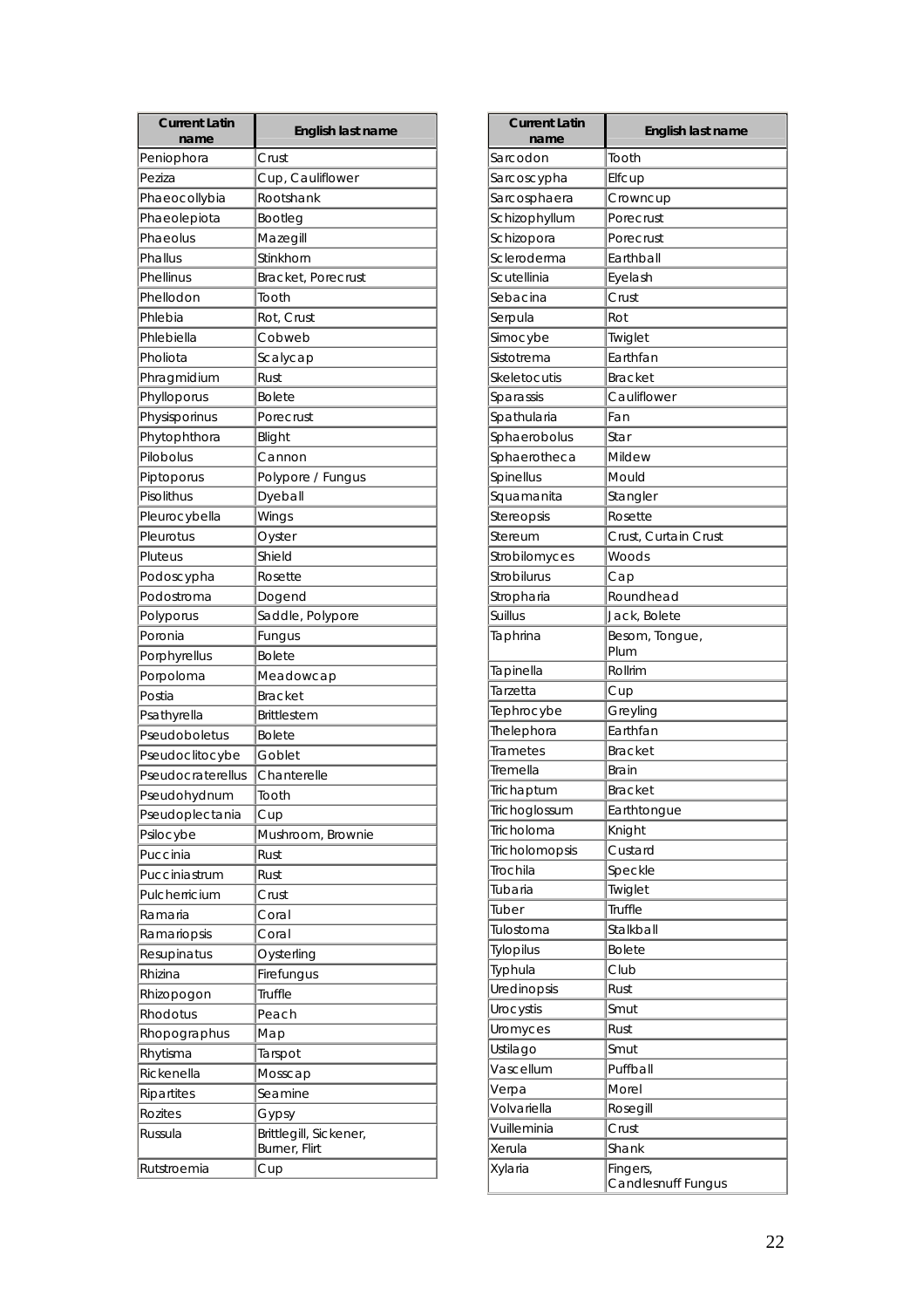| Current Latin name | English last name |
|---|---|
| Peniophora | Crust |
| Peziza | Cup, Cauliflower |
| Phaeocollybia | Rootshank |
| Phaeolepiota | Bootleg |
| Phaeolus | Mazegill |
| Phallus | Stinkhorn |
| Phellinus | Bracket, Porecrust |
| Phellodon | Tooth |
| Phlebia | Rot, Crust |
| Phlebiella | Cobweb |
| Pholiota | Scalycap |
| Phragmidium | Rust |
| Phylloporus | Bolete |
| Physisporinus | Porecrust |
| Phytophthora | Blight |
| Pilobolus | Cannon |
| Piptoporus | Polypore / Fungus |
| Pisolithus | Dyeball |
| Pleurocybella | Wings |
| Pleurotus | Oyster |
| Pluteus | Shield |
| Podoscypha | Rosette |
| Podostroma | Dogend |
| Polyporus | Saddle, Polypore |
| Poronia | Fungus |
| Porphyrellus | Bolete |
| Porpoloma | Meadowcap |
| Postia | Bracket |
| Psathyrella | Brittlestem |
| Pseudoboletus | Bolete |
| Pseudoclitocybe | Goblet |
| Pseudocraterellus | Chanterelle |
| Pseudohydnum | Tooth |
| Pseudoplectania | Cup |
| Psilocybe | Mushroom, Brownie |
| Puccinia | Rust |
| Pucciniastrum | Rust |
| Pulcherricium | Crust |
| Ramaria | Coral |
| Ramariopsis | Coral |
| Resupinatus | Oysterling |
| Rhizina | Firefungus |
| Rhizopogon | Truffle |
| Rhodotus | Peach |
| Rhopographus | Map |
| Rhytisma | Tarspot |
| Rickenella | Mosscap |
| Ripartites | Seamine |
| Rozites | Gypsy |
| Russula | Brittlegill, Sickener, Burner, Flirt |
| Rutstroemia | Cup |

| Current Latin name | English last name |
|---|---|
| Sarcodon | Tooth |
| Sarcoscypha | Elfcup |
| Sarcosphaera | Crowncup |
| Schizophyllum | Porecrust |
| Schizopora | Porecrust |
| Scleroderma | Earthball |
| Scutellinia | Eyelash |
| Sebacina | Crust |
| Serpula | Rot |
| Simocybe | Twiglet |
| Sistotrema | Earthfan |
| Skeletocutis | Bracket |
| Sparassis | Cauliflower |
| Spathularia | Fan |
| Sphaerobolus | Star |
| Sphaerotheca | Mildew |
| Spinellus | Mould |
| Squamanita | Stangler |
| Stereopsis | Rosette |
| Stereum | Crust, Curtain Crust |
| Strobilomyces | Woods |
| Strobilurus | Cap |
| Stropharia | Roundhead |
| Suillus | Jack, Bolete |
| Taphrina | Besom, Tongue, Plum |
| Tapinella | Rollrim |
| Tarzetta | Cup |
| Tephrocybe | Greyling |
| Thelephora | Earthfan |
| Trametes | Bracket |
| Tremella | Brain |
| Trichaptum | Bracket |
| Trichoglossum | Earthtongue |
| Tricholoma | Knight |
| Tricholomopsis | Custard |
| Trochila | Speckle |
| Tubaria | Twiglet |
| Tuber | Truffle |
| Tulostoma | Stalkball |
| Tylopilus | Bolete |
| Typhula | Club |
| Uredinopsis | Rust |
| Urocystis | Smut |
| Uromyces | Rust |
| Ustilago | Smut |
| Vascellum | Puffball |
| Verpa | Morel |
| Volvariella | Rosegill |
| Vuilleminia | Crust |
| Xerula | Shank |
| Xylaria | Fingers, Candlesnuff Fungus |